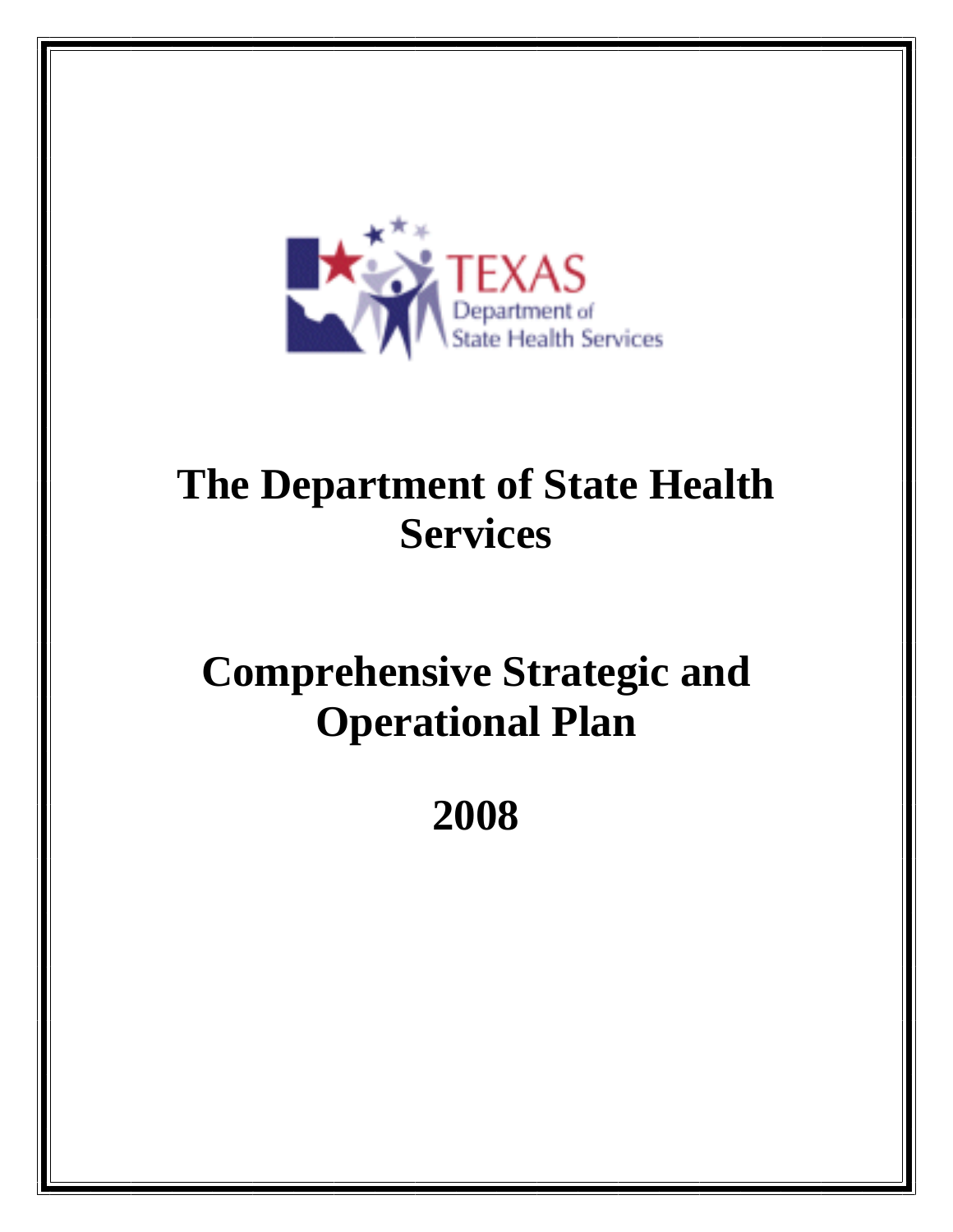# The Department of State Health Services

# Comprehensive Strategic and Operational Plan

# 2008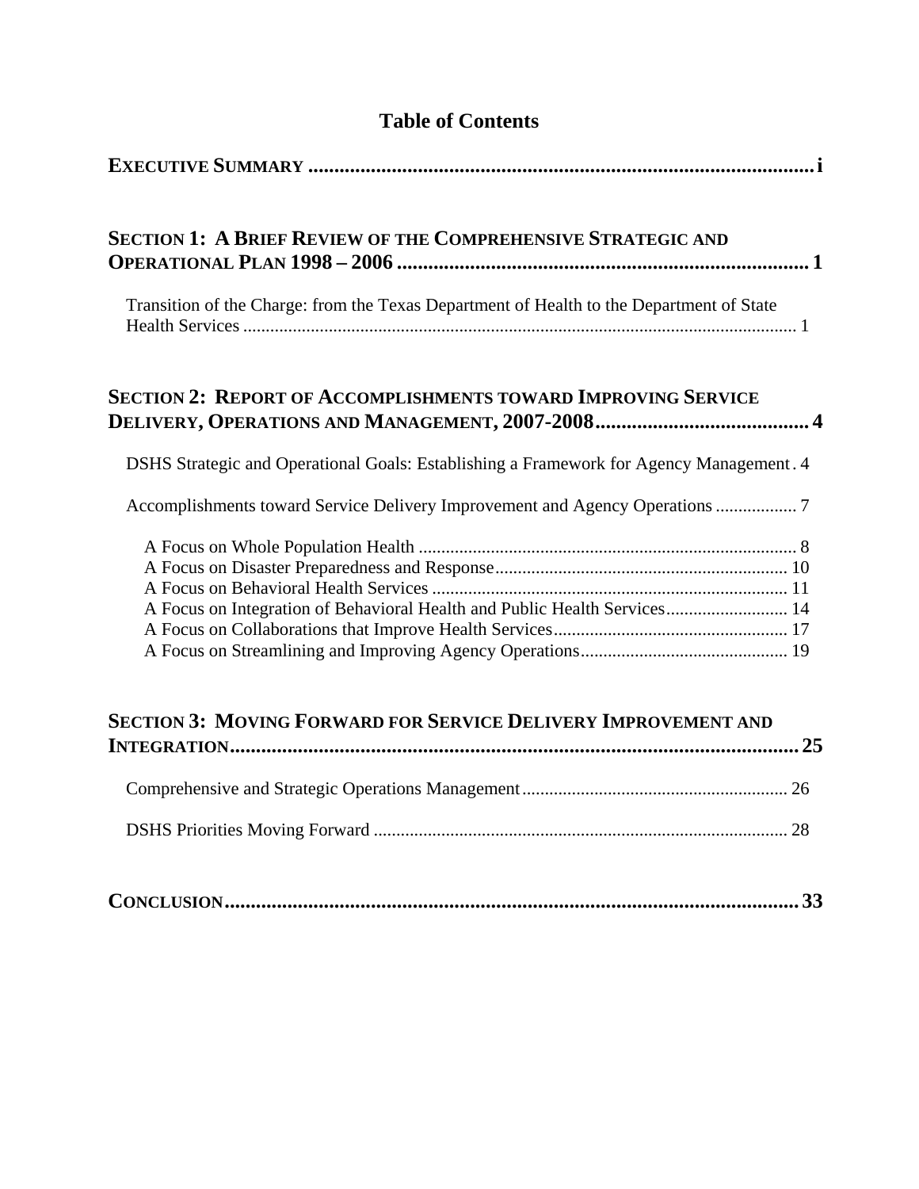# Table of Contents

**EXECUTIVE SUMMARY ................................................................................................ i**

**SECTION 1: A BRIEF REVIEW OF THE COMPREHENSIVE STRATEGIC AND OPERATIONAL PLAN 1998 – 2006 ................................................................................ 1**

Transition of the Charge: from the Texas Department of Health to the Department of State Health Services ........................................................................................................................ 1

**SECTION 2: REPORT OF ACCOMPLISHMENTS TOWARD IMPROVING SERVICE DELIVERY, OPERATIONS AND MANAGEMENT, 2007-2008 ......................................... 4**

DSHS Strategic and Operational Goals: Establishing a Framework for Agency Management . 4

Accomplishments toward Service Delivery Improvement and Agency Operations .................. 7

- A Focus on Whole Population Health ...................................................................................... 8
- A Focus on Disaster Preparedness and Response ................................................................ 10
- A Focus on Behavioral Health Services .............................................................................. 11
- A Focus on Integration of Behavioral Health and Public Health Services........................... 14
- A Focus on Collaborations that Improve Health Services.................................................... 17
- A Focus on Streamlining and Improving Agency Operations.............................................. 19

**SECTION 3: MOVING FORWARD FOR SERVICE DELIVERY IMPROVEMENT AND INTEGRATION.................................................................................................................. 25**

Comprehensive and Strategic Operations Management.......................................................... 26

DSHS Priorities Moving Forward ........................................................................................... 28

**CONCLUSION................................................................................................................. 33**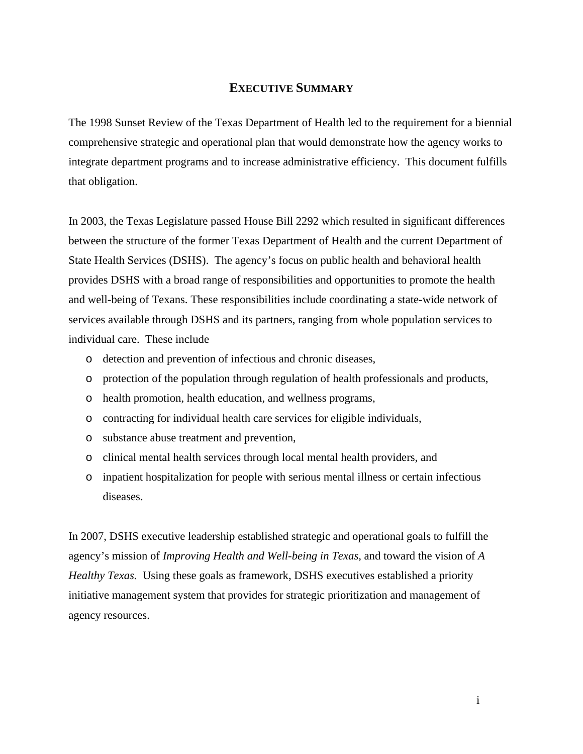# EXECUTIVE SUMMARY

The 1998 Sunset Review of the Texas Department of Health led to the requirement for a biennial comprehensive strategic and operational plan that would demonstrate how the agency works to integrate department programs and to increase administrative efficiency. This document fulfills that obligation.

In 2003, the Texas Legislature passed House Bill 2292 which resulted in significant differences between the structure of the former Texas Department of Health and the current Department of State Health Services (DSHS). The agency's focus on public health and behavioral health provides DSHS with a broad range of responsibilities and opportunities to promote the health and well-being of Texans. These responsibilities include coordinating a state-wide network of services available through DSHS and its partners, ranging from whole population services to individual care. These include

- detection and prevention of infectious and chronic diseases,
- protection of the population through regulation of health professionals and products,
- health promotion, health education, and wellness programs,
- contracting for individual health care services for eligible individuals,
- substance abuse treatment and prevention,
- clinical mental health services through local mental health providers, and
- inpatient hospitalization for people with serious mental illness or certain infectious diseases.

In 2007, DSHS executive leadership established strategic and operational goals to fulfill the agency's mission of *Improving Health and Well-being in Texas*, and toward the vision of *A Healthy Texas.* Using these goals as framework, DSHS executives established a priority initiative management system that provides for strategic prioritization and management of agency resources.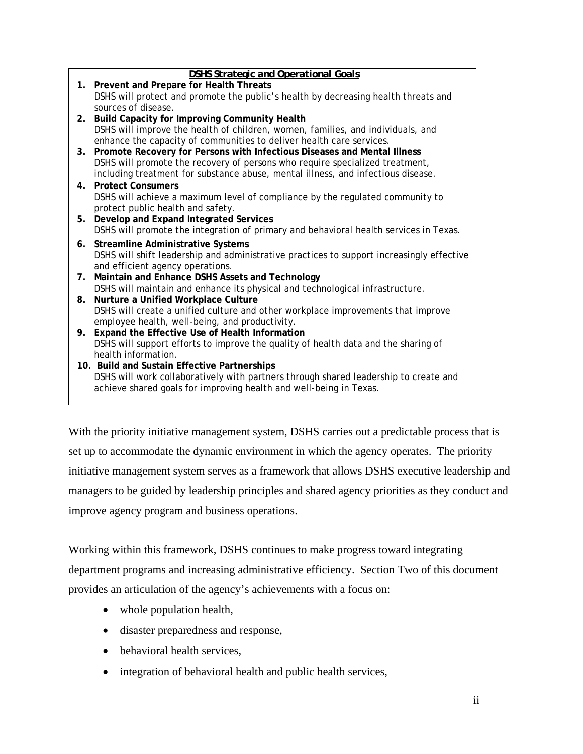**DSHS Strategic and Operational Goals**

1. **Prevent and Prepare for Health Threats**
   DSHS will protect and promote the public's health by decreasing health threats and sources of disease.
2. **Build Capacity for Improving Community Health**
   DSHS will improve the health of children, women, families, and individuals, and enhance the capacity of communities to deliver health care services.
3. **Promote Recovery for Persons with Infectious Diseases and Mental Illness**
   DSHS will promote the recovery of persons who require specialized treatment, including treatment for substance abuse, mental illness, and infectious disease.
4. **Protect Consumers**
   DSHS will achieve a maximum level of compliance by the regulated community to protect public health and safety.
5. **Develop and Expand Integrated Services**
   DSHS will promote the integration of primary and behavioral health services in Texas.
6. **Streamline Administrative Systems**
   DSHS will shift leadership and administrative practices to support increasingly effective and efficient agency operations.
7. **Maintain and Enhance DSHS Assets and Technology**
   DSHS will maintain and enhance its physical and technological infrastructure.
8. **Nurture a Unified Workplace Culture**
   DSHS will create a unified culture and other workplace improvements that improve employee health, well-being, and productivity.
9. **Expand the Effective Use of Health Information**
   DSHS will support efforts to improve the quality of health data and the sharing of health information.
10. **Build and Sustain Effective Partnerships**
    DSHS will work collaboratively with partners through shared leadership to create and achieve shared goals for improving health and well-being in Texas.

With the priority initiative management system, DSHS carries out a predictable process that is set up to accommodate the dynamic environment in which the agency operates. The priority initiative management system serves as a framework that allows DSHS executive leadership and managers to be guided by leadership principles and shared agency priorities as they conduct and improve agency program and business operations.

Working within this framework, DSHS continues to make progress toward integrating department programs and increasing administrative efficiency. Section Two of this document provides an articulation of the agency's achievements with a focus on:

- whole population health,
- disaster preparedness and response,
- behavioral health services,
- integration of behavioral health and public health services,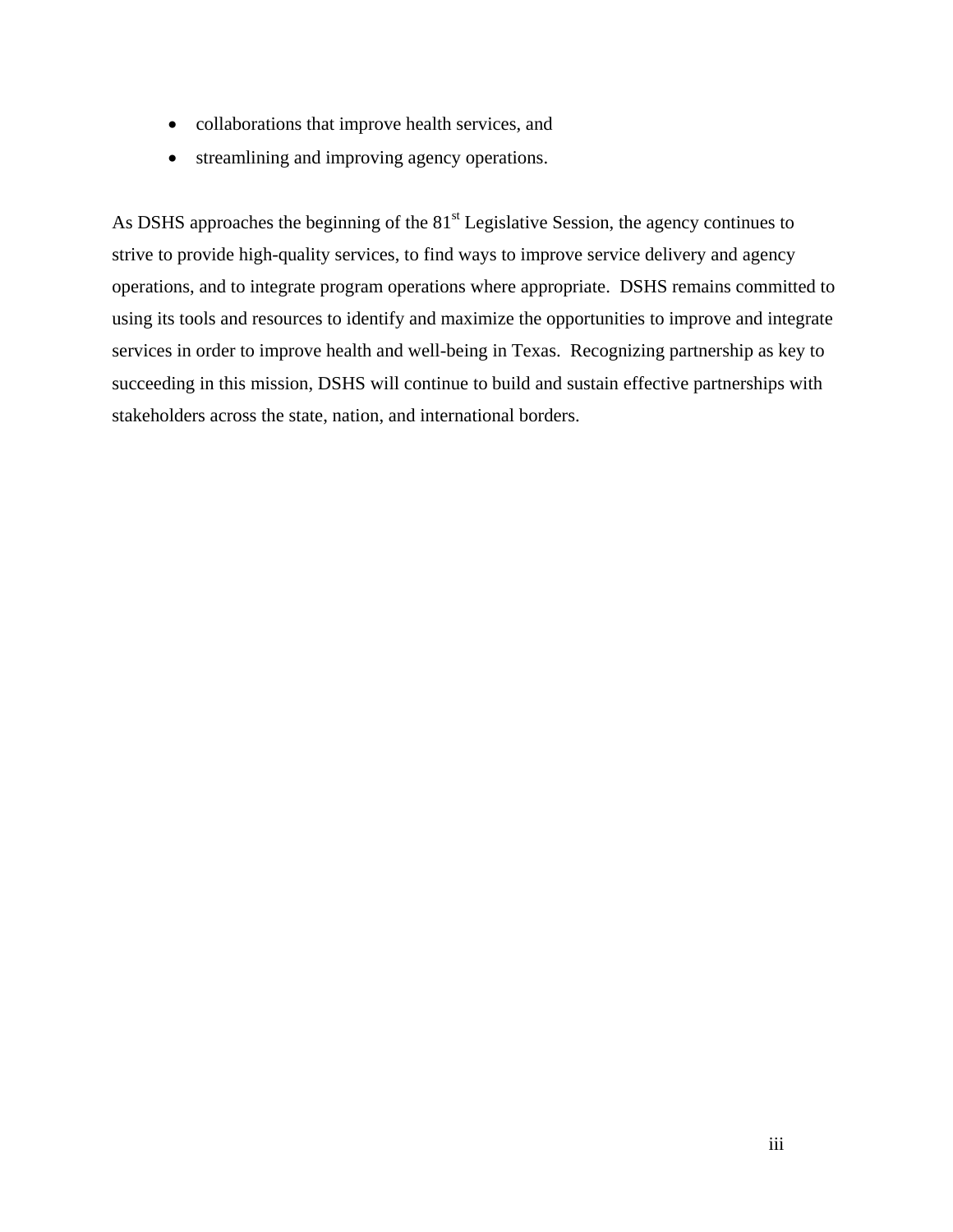- collaborations that improve health services, and
- streamlining and improving agency operations.

As DSHS approaches the beginning of the 81st Legislative Session, the agency continues to strive to provide high-quality services, to find ways to improve service delivery and agency operations, and to integrate program operations where appropriate. DSHS remains committed to using its tools and resources to identify and maximize the opportunities to improve and integrate services in order to improve health and well-being in Texas. Recognizing partnership as key to succeeding in this mission, DSHS will continue to build and sustain effective partnerships with stakeholders across the state, nation, and international borders.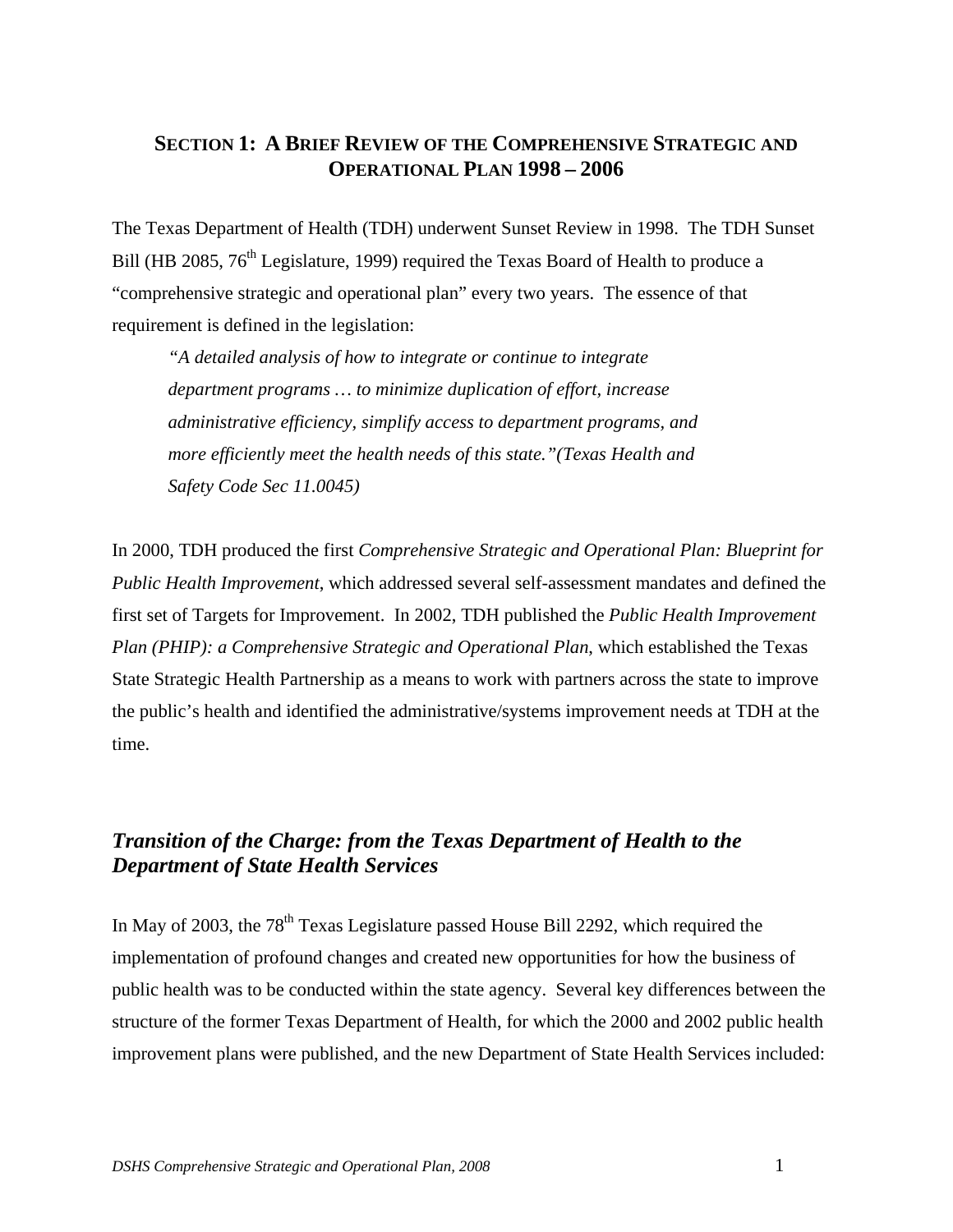## SECTION 1: A BRIEF REVIEW OF THE COMPREHENSIVE STRATEGIC AND OPERATIONAL PLAN 1998 – 2006

The Texas Department of Health (TDH) underwent Sunset Review in 1998. The TDH Sunset Bill (HB 2085, 76th Legislature, 1999) required the Texas Board of Health to produce a "comprehensive strategic and operational plan" every two years. The essence of that requirement is defined in the legislation:

> *"A detailed analysis of how to integrate or continue to integrate department programs … to minimize duplication of effort, increase administrative efficiency, simplify access to department programs, and more efficiently meet the health needs of this state."(Texas Health and Safety Code Sec 11.0045)*

In 2000, TDH produced the first *Comprehensive Strategic and Operational Plan: Blueprint for Public Health Improvement*, which addressed several self-assessment mandates and defined the first set of Targets for Improvement. In 2002, TDH published the *Public Health Improvement Plan (PHIP): a Comprehensive Strategic and Operational Plan*, which established the Texas State Strategic Health Partnership as a means to work with partners across the state to improve the public's health and identified the administrative/systems improvement needs at TDH at the time.

### *Transition of the Charge: from the Texas Department of Health to the Department of State Health Services*

In May of 2003, the 78th Texas Legislature passed House Bill 2292, which required the implementation of profound changes and created new opportunities for how the business of public health was to be conducted within the state agency. Several key differences between the structure of the former Texas Department of Health, for which the 2000 and 2002 public health improvement plans were published, and the new Department of State Health Services included: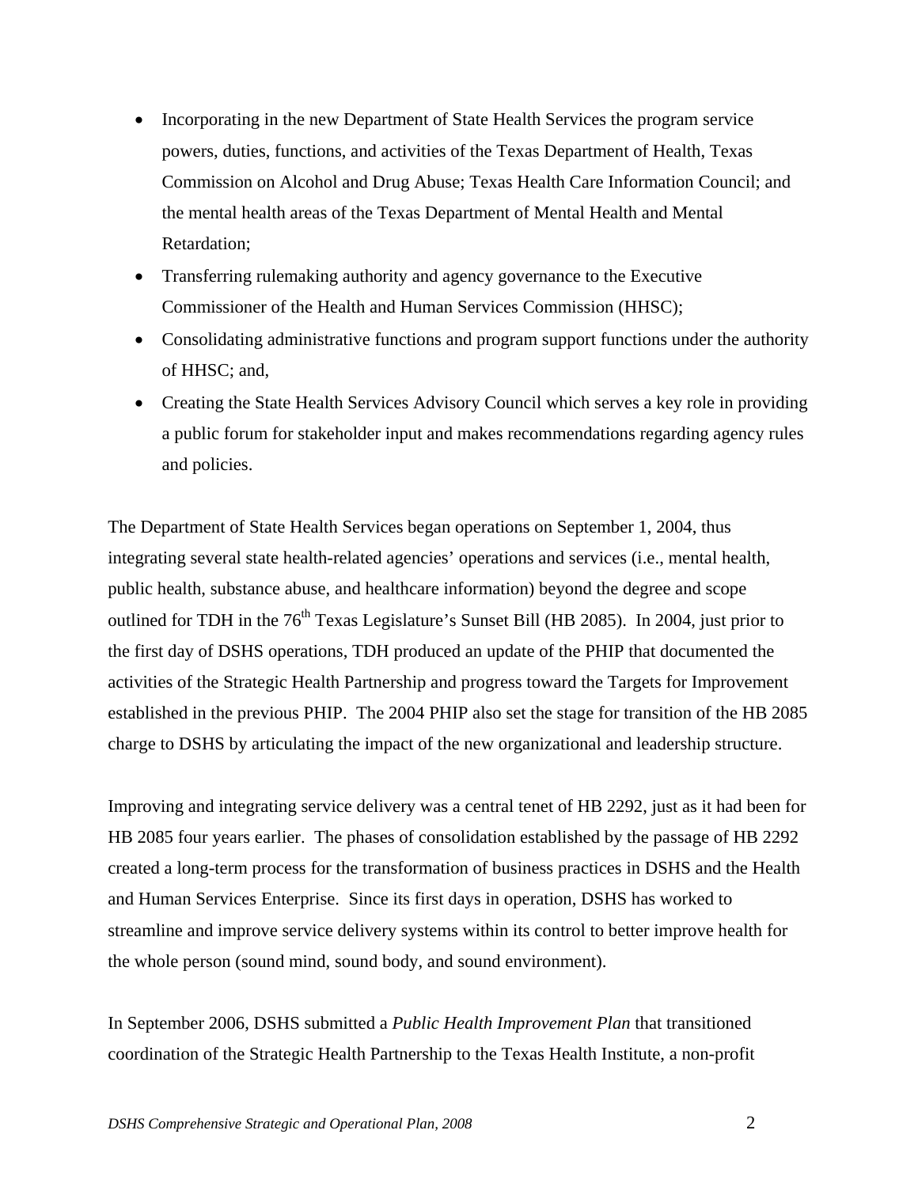- Incorporating in the new Department of State Health Services the program service powers, duties, functions, and activities of the Texas Department of Health, Texas Commission on Alcohol and Drug Abuse; Texas Health Care Information Council; and the mental health areas of the Texas Department of Mental Health and Mental Retardation;
- Transferring rulemaking authority and agency governance to the Executive Commissioner of the Health and Human Services Commission (HHSC);
- Consolidating administrative functions and program support functions under the authority of HHSC; and,
- Creating the State Health Services Advisory Council which serves a key role in providing a public forum for stakeholder input and makes recommendations regarding agency rules and policies.

The Department of State Health Services began operations on September 1, 2004, thus integrating several state health-related agencies' operations and services (i.e., mental health, public health, substance abuse, and healthcare information) beyond the degree and scope outlined for TDH in the 76th Texas Legislature's Sunset Bill (HB 2085). In 2004, just prior to the first day of DSHS operations, TDH produced an update of the PHIP that documented the activities of the Strategic Health Partnership and progress toward the Targets for Improvement established in the previous PHIP. The 2004 PHIP also set the stage for transition of the HB 2085 charge to DSHS by articulating the impact of the new organizational and leadership structure.

Improving and integrating service delivery was a central tenet of HB 2292, just as it had been for HB 2085 four years earlier. The phases of consolidation established by the passage of HB 2292 created a long-term process for the transformation of business practices in DSHS and the Health and Human Services Enterprise. Since its first days in operation, DSHS has worked to streamline and improve service delivery systems within its control to better improve health for the whole person (sound mind, sound body, and sound environment).

In September 2006, DSHS submitted a *Public Health Improvement Plan* that transitioned coordination of the Strategic Health Partnership to the Texas Health Institute, a non-profit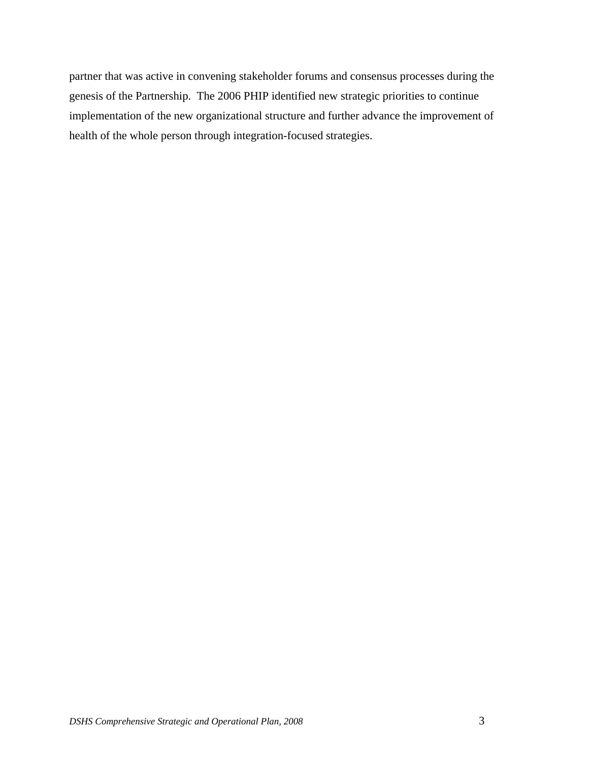partner that was active in convening stakeholder forums and consensus processes during the genesis of the Partnership. The 2006 PHIP identified new strategic priorities to continue implementation of the new organizational structure and further advance the improvement of health of the whole person through integration-focused strategies.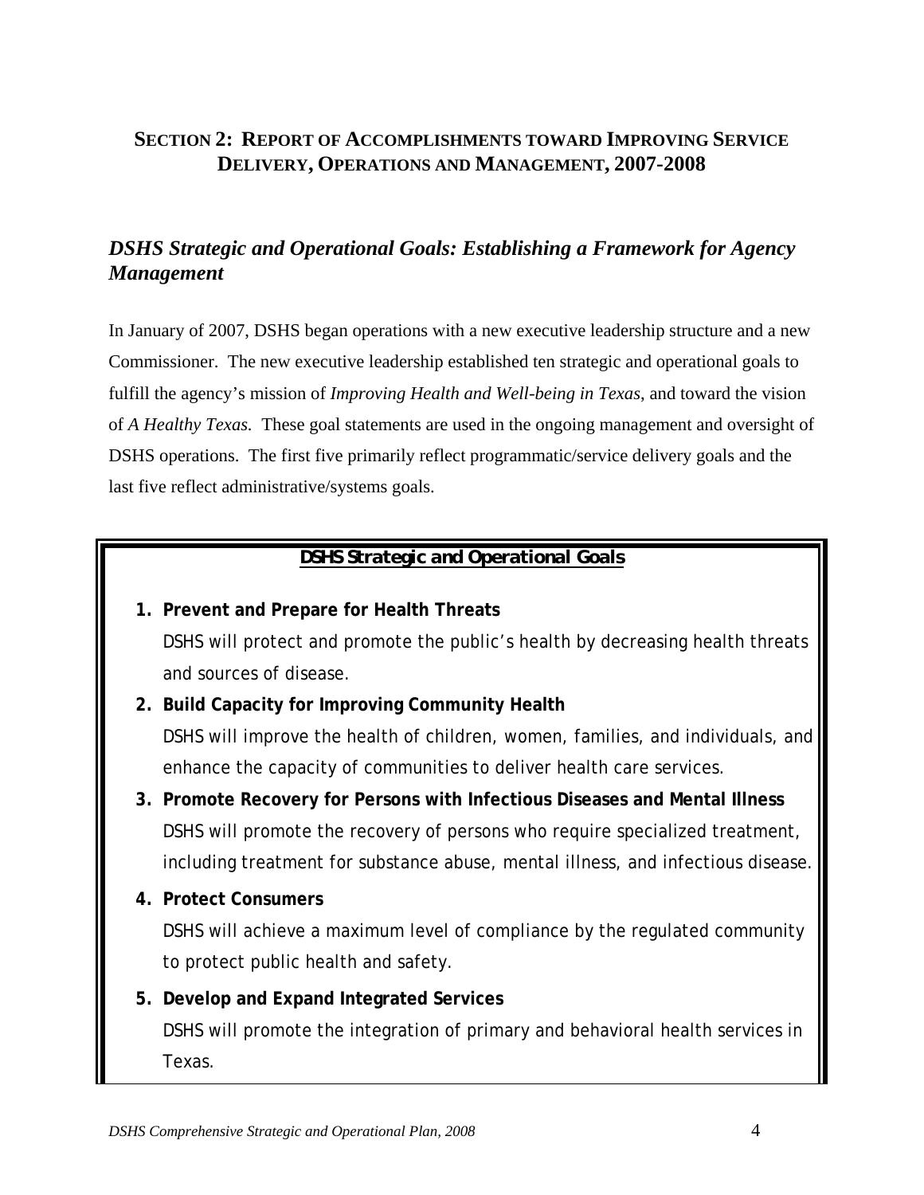## SECTION 2: REPORT OF ACCOMPLISHMENTS TOWARD IMPROVING SERVICE DELIVERY, OPERATIONS AND MANAGEMENT, 2007-2008

### *DSHS Strategic and Operational Goals: Establishing a Framework for Agency Management*

In January of 2007, DSHS began operations with a new executive leadership structure and a new Commissioner. The new executive leadership established ten strategic and operational goals to fulfill the agency's mission of *Improving Health and Well-being in Texas*, and toward the vision of *A Healthy Texas.* These goal statements are used in the ongoing management and oversight of DSHS operations. The first five primarily reflect programmatic/service delivery goals and the last five reflect administrative/systems goals.

**DSHS Strategic and Operational Goals**

1. **Prevent and Prepare for Health Threats**
   DSHS will protect and promote the public's health by decreasing health threats and sources of disease.
2. **Build Capacity for Improving Community Health**
   DSHS will improve the health of children, women, families, and individuals, and enhance the capacity of communities to deliver health care services.
3. **Promote Recovery for Persons with Infectious Diseases and Mental Illness**
   DSHS will promote the recovery of persons who require specialized treatment, including treatment for substance abuse, mental illness, and infectious disease.
4. **Protect Consumers**
   DSHS will achieve a maximum level of compliance by the regulated community to protect public health and safety.
5. **Develop and Expand Integrated Services**
   DSHS will promote the integration of primary and behavioral health services in Texas.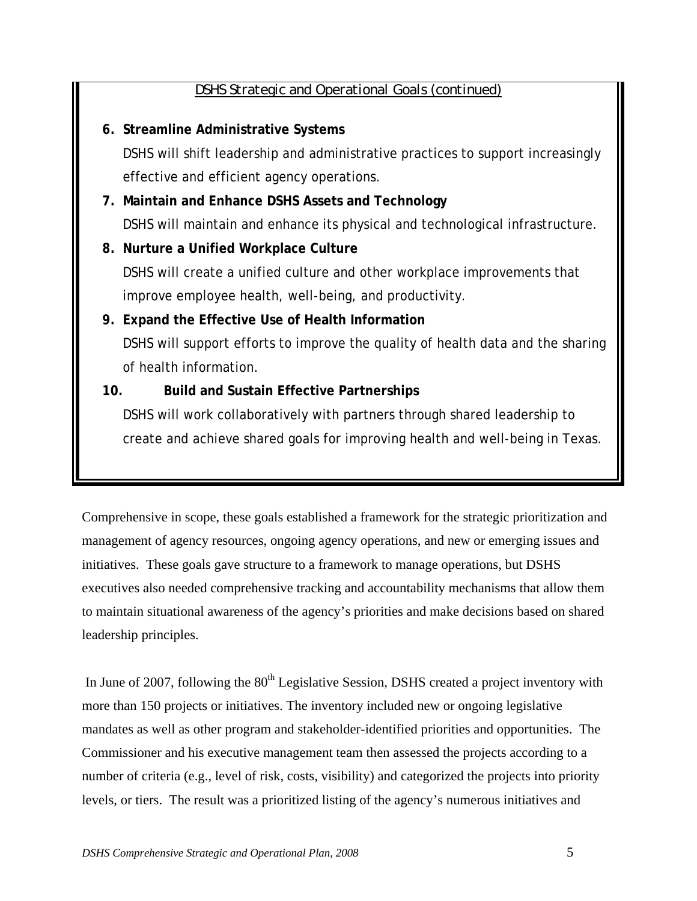DSHS Strategic and Operational Goals (continued)

6. **Streamline Administrative Systems**

   DSHS will shift leadership and administrative practices to support increasingly effective and efficient agency operations.

7. **Maintain and Enhance DSHS Assets and Technology**

   DSHS will maintain and enhance its physical and technological infrastructure.

8. **Nurture a Unified Workplace Culture**

   DSHS will create a unified culture and other workplace improvements that improve employee health, well-being, and productivity.

9. **Expand the Effective Use of Health Information**

   DSHS will support efforts to improve the quality of health data and the sharing of health information.

10. **Build and Sustain Effective Partnerships**

    DSHS will work collaboratively with partners through shared leadership to create and achieve shared goals for improving health and well-being in Texas.

Comprehensive in scope, these goals established a framework for the strategic prioritization and management of agency resources, ongoing agency operations, and new or emerging issues and initiatives. These goals gave structure to a framework to manage operations, but DSHS executives also needed comprehensive tracking and accountability mechanisms that allow them to maintain situational awareness of the agency's priorities and make decisions based on shared leadership principles.

In June of 2007, following the 80th Legislative Session, DSHS created a project inventory with more than 150 projects or initiatives. The inventory included new or ongoing legislative mandates as well as other program and stakeholder-identified priorities and opportunities. The Commissioner and his executive management team then assessed the projects according to a number of criteria (e.g., level of risk, costs, visibility) and categorized the projects into priority levels, or tiers. The result was a prioritized listing of the agency's numerous initiatives and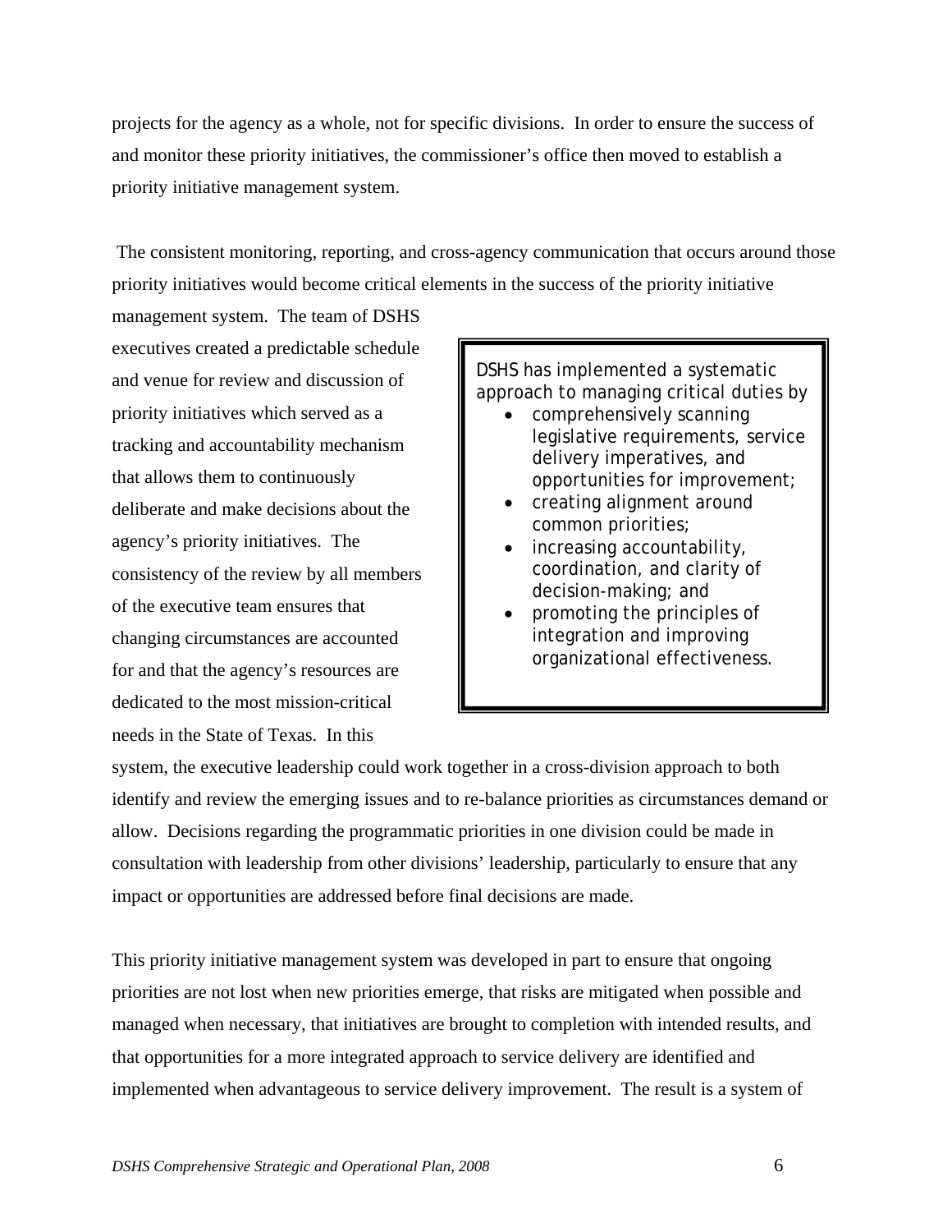projects for the agency as a whole, not for specific divisions. In order to ensure the success of and monitor these priority initiatives, the commissioner's office then moved to establish a priority initiative management system.

The consistent monitoring, reporting, and cross-agency communication that occurs around those priority initiatives would become critical elements in the success of the priority initiative management system. The team of DSHS executives created a predictable schedule and venue for review and discussion of priority initiatives which served as a tracking and accountability mechanism that allows them to continuously deliberate and make decisions about the agency's priority initiatives. The consistency of the review by all members of the executive team ensures that changing circumstances are accounted for and that the agency's resources are dedicated to the most mission-critical needs in the State of Texas. In this system, the executive leadership could work together in a cross-division approach to both identify and review the emerging issues and to re-balance priorities as circumstances demand or allow. Decisions regarding the programmatic priorities in one division could be made in consultation with leadership from other divisions' leadership, particularly to ensure that any impact or opportunities are addressed before final decisions are made.

> DSHS has implemented a systematic approach to managing critical duties by
> - comprehensively scanning legislative requirements, service delivery imperatives, and opportunities for improvement;
> - creating alignment around common priorities;
> - increasing accountability, coordination, and clarity of decision-making; and
> - promoting the principles of integration and improving organizational effectiveness.

This priority initiative management system was developed in part to ensure that ongoing priorities are not lost when new priorities emerge, that risks are mitigated when possible and managed when necessary, that initiatives are brought to completion with intended results, and that opportunities for a more integrated approach to service delivery are identified and implemented when advantageous to service delivery improvement. The result is a system of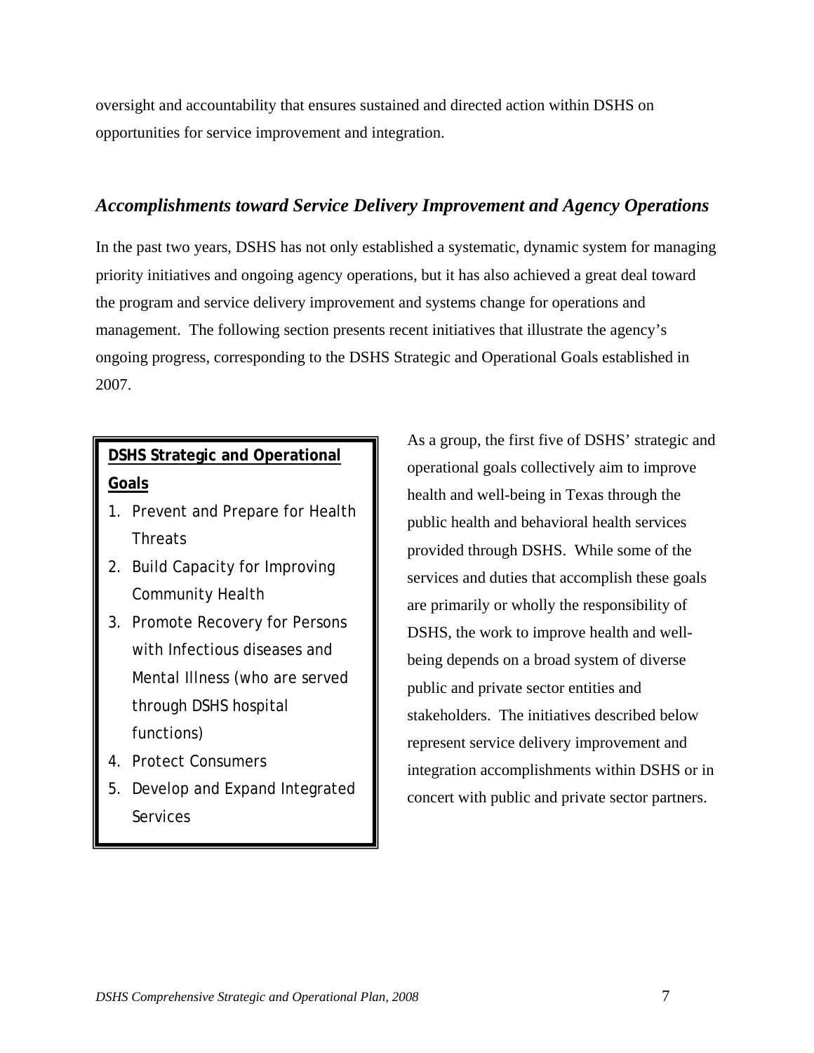oversight and accountability that ensures sustained and directed action within DSHS on opportunities for service improvement and integration.

### *Accomplishments toward Service Delivery Improvement and Agency Operations*

In the past two years, DSHS has not only established a systematic, dynamic system for managing priority initiatives and ongoing agency operations, but it has also achieved a great deal toward the program and service delivery improvement and systems change for operations and management. The following section presents recent initiatives that illustrate the agency's ongoing progress, corresponding to the DSHS Strategic and Operational Goals established in 2007.

**DSHS Strategic and Operational Goals**

1. Prevent and Prepare for Health Threats
2. Build Capacity for Improving Community Health
3. Promote Recovery for Persons with Infectious diseases and Mental Illness (who are served through DSHS hospital functions)
4. Protect Consumers
5. Develop and Expand Integrated Services

As a group, the first five of DSHS' strategic and operational goals collectively aim to improve health and well-being in Texas through the public health and behavioral health services provided through DSHS. While some of the services and duties that accomplish these goals are primarily or wholly the responsibility of DSHS, the work to improve health and well-being depends on a broad system of diverse public and private sector entities and stakeholders. The initiatives described below represent service delivery improvement and integration accomplishments within DSHS or in concert with public and private sector partners.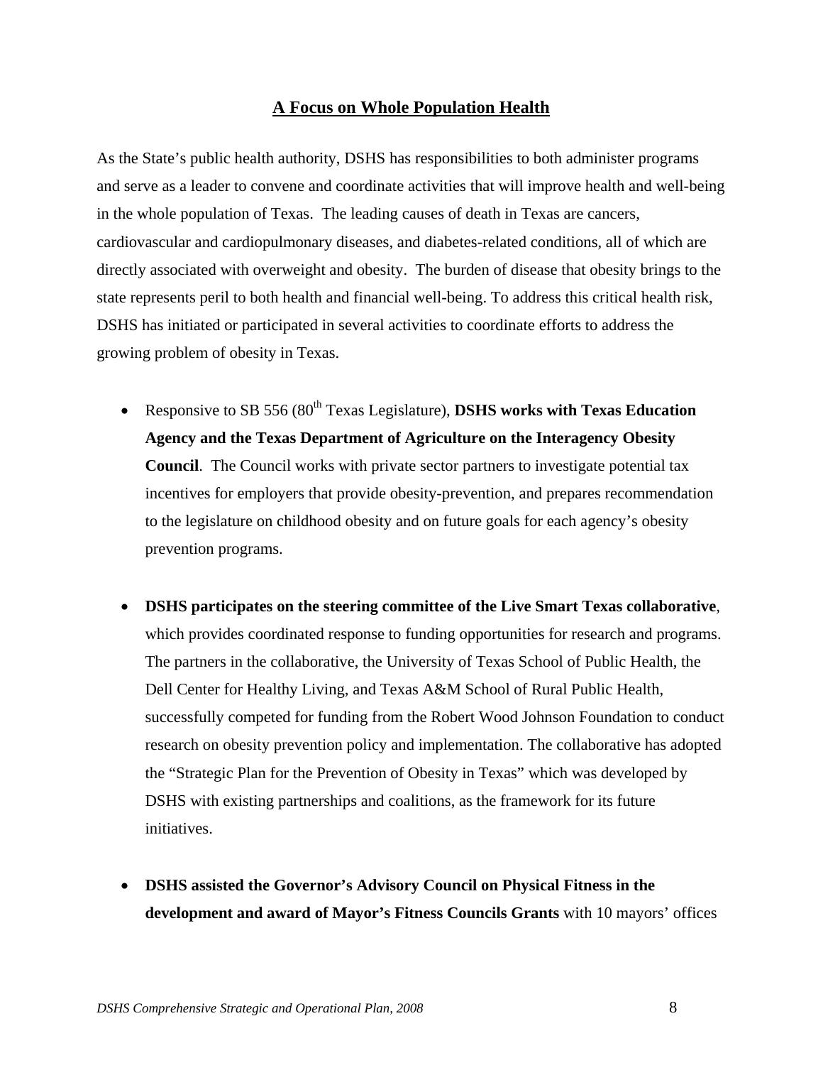## A Focus on Whole Population Health

As the State's public health authority, DSHS has responsibilities to both administer programs and serve as a leader to convene and coordinate activities that will improve health and well-being in the whole population of Texas. The leading causes of death in Texas are cancers, cardiovascular and cardiopulmonary diseases, and diabetes-related conditions, all of which are directly associated with overweight and obesity. The burden of disease that obesity brings to the state represents peril to both health and financial well-being. To address this critical health risk, DSHS has initiated or participated in several activities to coordinate efforts to address the growing problem of obesity in Texas.

- Responsive to SB 556 (80th Texas Legislature), **DSHS works with Texas Education Agency and the Texas Department of Agriculture on the Interagency Obesity Council**. The Council works with private sector partners to investigate potential tax incentives for employers that provide obesity-prevention, and prepares recommendation to the legislature on childhood obesity and on future goals for each agency's obesity prevention programs.

- **DSHS participates on the steering committee of the Live Smart Texas collaborative**, which provides coordinated response to funding opportunities for research and programs. The partners in the collaborative, the University of Texas School of Public Health, the Dell Center for Healthy Living, and Texas A&M School of Rural Public Health, successfully competed for funding from the Robert Wood Johnson Foundation to conduct research on obesity prevention policy and implementation. The collaborative has adopted the "Strategic Plan for the Prevention of Obesity in Texas" which was developed by DSHS with existing partnerships and coalitions, as the framework for its future initiatives.

- **DSHS assisted the Governor's Advisory Council on Physical Fitness in the development and award of Mayor's Fitness Councils Grants** with 10 mayors' offices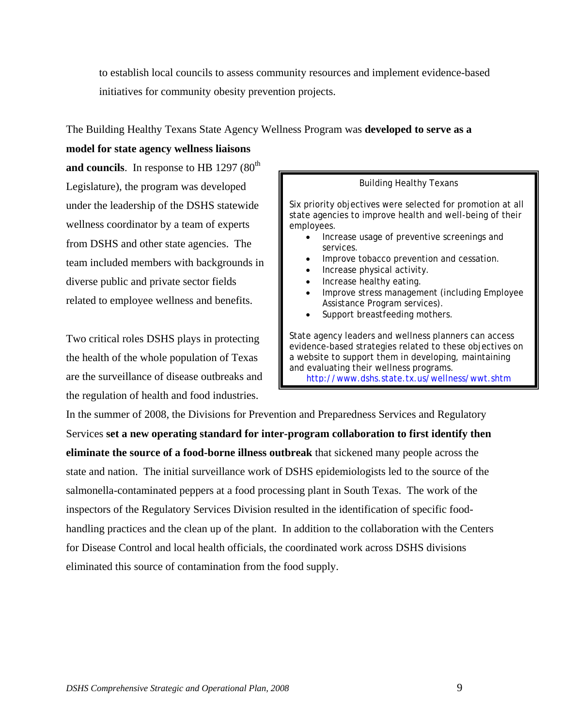to establish local councils to assess community resources and implement evidence-based initiatives for community obesity prevention projects.

The Building Healthy Texans State Agency Wellness Program was **developed to serve as a model for state agency wellness liaisons and councils**. In response to HB 1297 (80th Legislature), the program was developed under the leadership of the DSHS statewide wellness coordinator by a team of experts from DSHS and other state agencies. The team included members with backgrounds in diverse public and private sector fields related to employee wellness and benefits.

> Building Healthy Texans
>
> Six priority objectives were selected for promotion at all state agencies to improve health and well-being of their employees.
>
> - Increase usage of preventive screenings and services.
> - Improve tobacco prevention and cessation.
> - Increase physical activity.
> - Increase healthy eating.
> - Improve stress management (including Employee Assistance Program services).
> - Support breastfeeding mothers.
>
> State agency leaders and wellness planners can access evidence-based strategies related to these objectives on a website to support them in developing, maintaining and evaluating their wellness programs.
> http://www.dshs.state.tx.us/wellness/wwt.shtm

Two critical roles DSHS plays in protecting the health of the whole population of Texas are the surveillance of disease outbreaks and the regulation of health and food industries. In the summer of 2008, the Divisions for Prevention and Preparedness Services and Regulatory Services **set a new operating standard for inter-program collaboration to first identify then eliminate the source of a food-borne illness outbreak** that sickened many people across the state and nation. The initial surveillance work of DSHS epidemiologists led to the source of the salmonella-contaminated peppers at a food processing plant in South Texas. The work of the inspectors of the Regulatory Services Division resulted in the identification of specific food-handling practices and the clean up of the plant. In addition to the collaboration with the Centers for Disease Control and local health officials, the coordinated work across DSHS divisions eliminated this source of contamination from the food supply.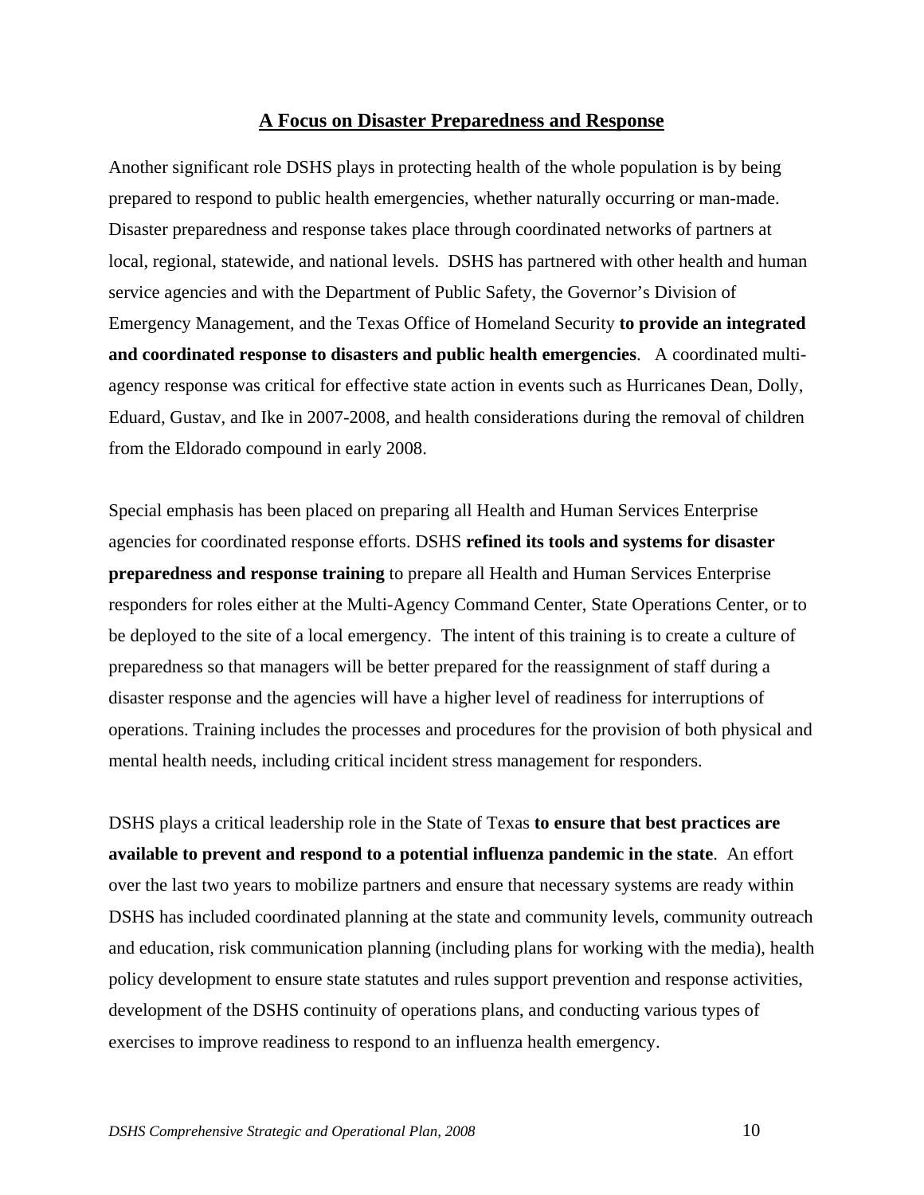## A Focus on Disaster Preparedness and Response

Another significant role DSHS plays in protecting health of the whole population is by being prepared to respond to public health emergencies, whether naturally occurring or man-made. Disaster preparedness and response takes place through coordinated networks of partners at local, regional, statewide, and national levels. DSHS has partnered with other health and human service agencies and with the Department of Public Safety, the Governor's Division of Emergency Management, and the Texas Office of Homeland Security **to provide an integrated and coordinated response to disasters and public health emergencies**. A coordinated multi-agency response was critical for effective state action in events such as Hurricanes Dean, Dolly, Eduard, Gustav, and Ike in 2007-2008, and health considerations during the removal of children from the Eldorado compound in early 2008.

Special emphasis has been placed on preparing all Health and Human Services Enterprise agencies for coordinated response efforts. DSHS **refined its tools and systems for disaster preparedness and response training** to prepare all Health and Human Services Enterprise responders for roles either at the Multi-Agency Command Center, State Operations Center, or to be deployed to the site of a local emergency. The intent of this training is to create a culture of preparedness so that managers will be better prepared for the reassignment of staff during a disaster response and the agencies will have a higher level of readiness for interruptions of operations. Training includes the processes and procedures for the provision of both physical and mental health needs, including critical incident stress management for responders.

DSHS plays a critical leadership role in the State of Texas **to ensure that best practices are available to prevent and respond to a potential influenza pandemic in the state**. An effort over the last two years to mobilize partners and ensure that necessary systems are ready within DSHS has included coordinated planning at the state and community levels, community outreach and education, risk communication planning (including plans for working with the media), health policy development to ensure state statutes and rules support prevention and response activities, development of the DSHS continuity of operations plans, and conducting various types of exercises to improve readiness to respond to an influenza health emergency.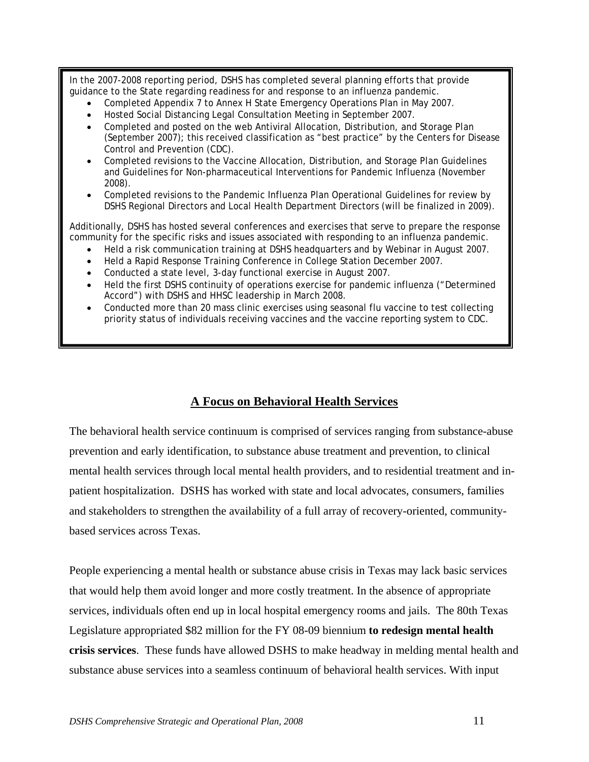In the 2007-2008 reporting period, DSHS has completed several planning efforts that provide guidance to the State regarding readiness for and response to an influenza pandemic.

- Completed Appendix 7 to Annex H State Emergency Operations Plan in May 2007.
- Hosted Social Distancing Legal Consultation Meeting in September 2007.
- Completed and posted on the web Antiviral Allocation, Distribution, and Storage Plan (September 2007); this received classification as "best practice" by the Centers for Disease Control and Prevention (CDC).
- Completed revisions to the Vaccine Allocation, Distribution, and Storage Plan Guidelines and Guidelines for Non-pharmaceutical Interventions for Pandemic Influenza (November 2008).
- Completed revisions to the Pandemic Influenza Plan Operational Guidelines for review by DSHS Regional Directors and Local Health Department Directors (will be finalized in 2009).

Additionally, DSHS has hosted several conferences and exercises that serve to prepare the response community for the specific risks and issues associated with responding to an influenza pandemic.

- Held a risk communication training at DSHS headquarters and by Webinar in August 2007.
- Held a Rapid Response Training Conference in College Station December 2007.
- Conducted a state level, 3-day functional exercise in August 2007.
- Held the first DSHS continuity of operations exercise for pandemic influenza ("Determined Accord") with DSHS and HHSC leadership in March 2008.
- Conducted more than 20 mass clinic exercises using seasonal flu vaccine to test collecting priority status of individuals receiving vaccines and the vaccine reporting system to CDC.

## A Focus on Behavioral Health Services

The behavioral health service continuum is comprised of services ranging from substance-abuse prevention and early identification, to substance abuse treatment and prevention, to clinical mental health services through local mental health providers, and to residential treatment and in-patient hospitalization. DSHS has worked with state and local advocates, consumers, families and stakeholders to strengthen the availability of a full array of recovery-oriented, community-based services across Texas.

People experiencing a mental health or substance abuse crisis in Texas may lack basic services that would help them avoid longer and more costly treatment. In the absence of appropriate services, individuals often end up in local hospital emergency rooms and jails. The 80th Texas Legislature appropriated $82 million for the FY 08-09 biennium **to redesign mental health crisis services**. These funds have allowed DSHS to make headway in melding mental health and substance abuse services into a seamless continuum of behavioral health services. With input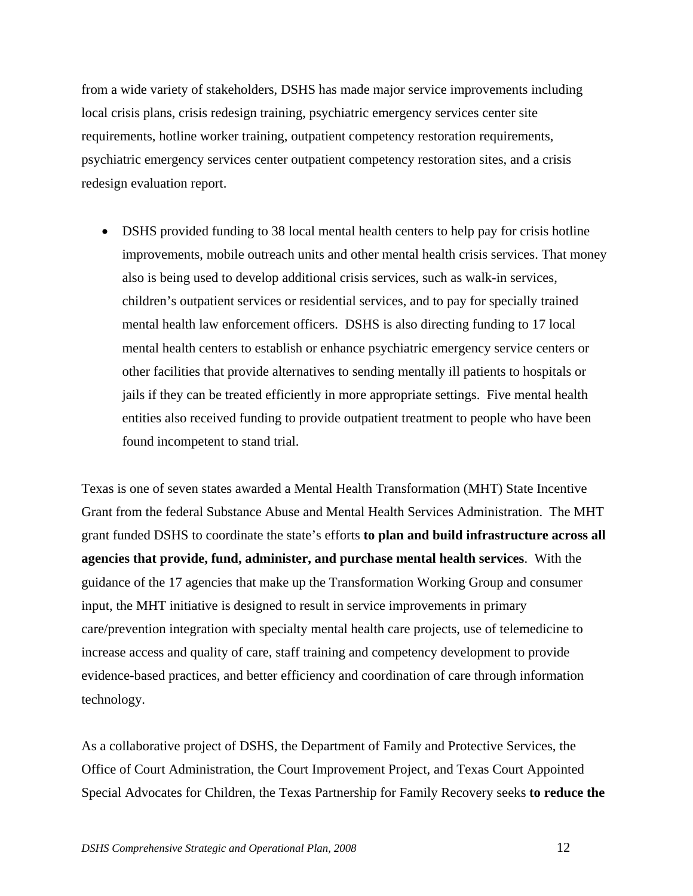from a wide variety of stakeholders, DSHS has made major service improvements including local crisis plans, crisis redesign training, psychiatric emergency services center site requirements, hotline worker training, outpatient competency restoration requirements, psychiatric emergency services center outpatient competency restoration sites, and a crisis redesign evaluation report.

- DSHS provided funding to 38 local mental health centers to help pay for crisis hotline improvements, mobile outreach units and other mental health crisis services. That money also is being used to develop additional crisis services, such as walk-in services, children's outpatient services or residential services, and to pay for specially trained mental health law enforcement officers. DSHS is also directing funding to 17 local mental health centers to establish or enhance psychiatric emergency service centers or other facilities that provide alternatives to sending mentally ill patients to hospitals or jails if they can be treated efficiently in more appropriate settings. Five mental health entities also received funding to provide outpatient treatment to people who have been found incompetent to stand trial.

Texas is one of seven states awarded a Mental Health Transformation (MHT) State Incentive Grant from the federal Substance Abuse and Mental Health Services Administration. The MHT grant funded DSHS to coordinate the state's efforts **to plan and build infrastructure across all agencies that provide, fund, administer, and purchase mental health services**. With the guidance of the 17 agencies that make up the Transformation Working Group and consumer input, the MHT initiative is designed to result in service improvements in primary care/prevention integration with specialty mental health care projects, use of telemedicine to increase access and quality of care, staff training and competency development to provide evidence-based practices, and better efficiency and coordination of care through information technology.

As a collaborative project of DSHS, the Department of Family and Protective Services, the Office of Court Administration, the Court Improvement Project, and Texas Court Appointed Special Advocates for Children, the Texas Partnership for Family Recovery seeks **to reduce the**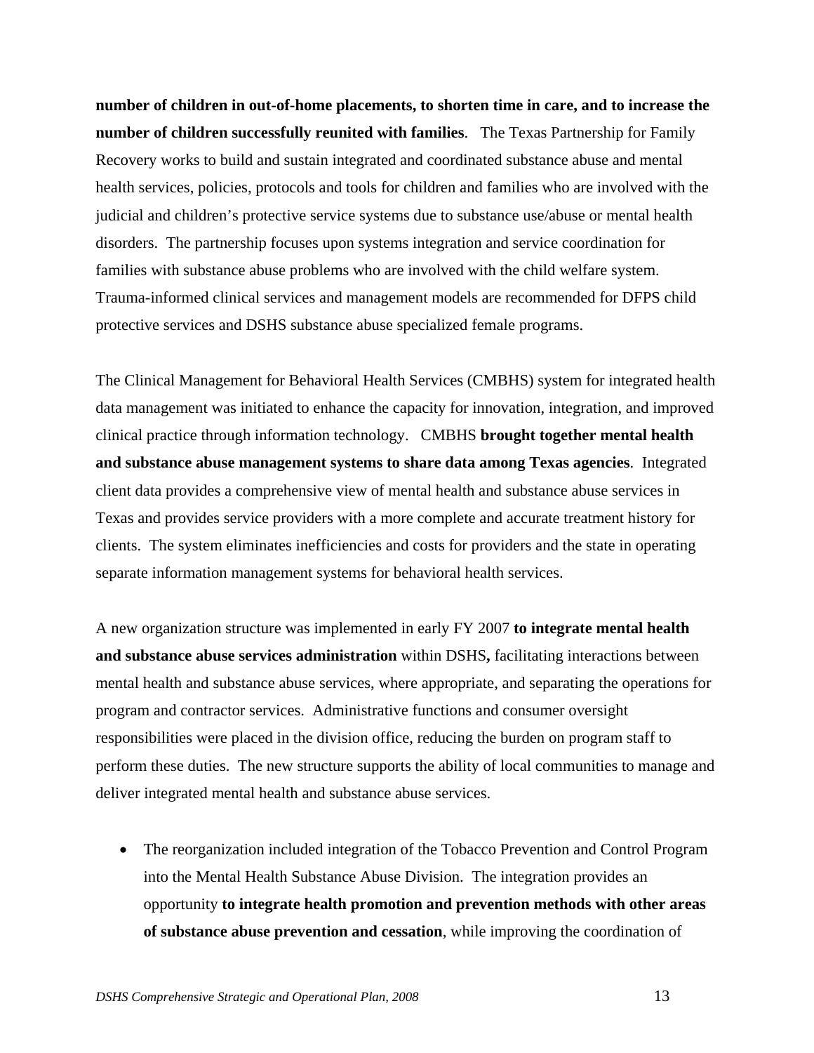**number of children in out-of-home placements, to shorten time in care, and to increase the number of children successfully reunited with families**. The Texas Partnership for Family Recovery works to build and sustain integrated and coordinated substance abuse and mental health services, policies, protocols and tools for children and families who are involved with the judicial and children's protective service systems due to substance use/abuse or mental health disorders. The partnership focuses upon systems integration and service coordination for families with substance abuse problems who are involved with the child welfare system. Trauma-informed clinical services and management models are recommended for DFPS child protective services and DSHS substance abuse specialized female programs.

The Clinical Management for Behavioral Health Services (CMBHS) system for integrated health data management was initiated to enhance the capacity for innovation, integration, and improved clinical practice through information technology. CMBHS **brought together mental health and substance abuse management systems to share data among Texas agencies**. Integrated client data provides a comprehensive view of mental health and substance abuse services in Texas and provides service providers with a more complete and accurate treatment history for clients. The system eliminates inefficiencies and costs for providers and the state in operating separate information management systems for behavioral health services.

A new organization structure was implemented in early FY 2007 **to integrate mental health and substance abuse services administration** within DSHS**,** facilitating interactions between mental health and substance abuse services, where appropriate, and separating the operations for program and contractor services. Administrative functions and consumer oversight responsibilities were placed in the division office, reducing the burden on program staff to perform these duties. The new structure supports the ability of local communities to manage and deliver integrated mental health and substance abuse services.

- The reorganization included integration of the Tobacco Prevention and Control Program into the Mental Health Substance Abuse Division. The integration provides an opportunity **to integrate health promotion and prevention methods with other areas of substance abuse prevention and cessation**, while improving the coordination of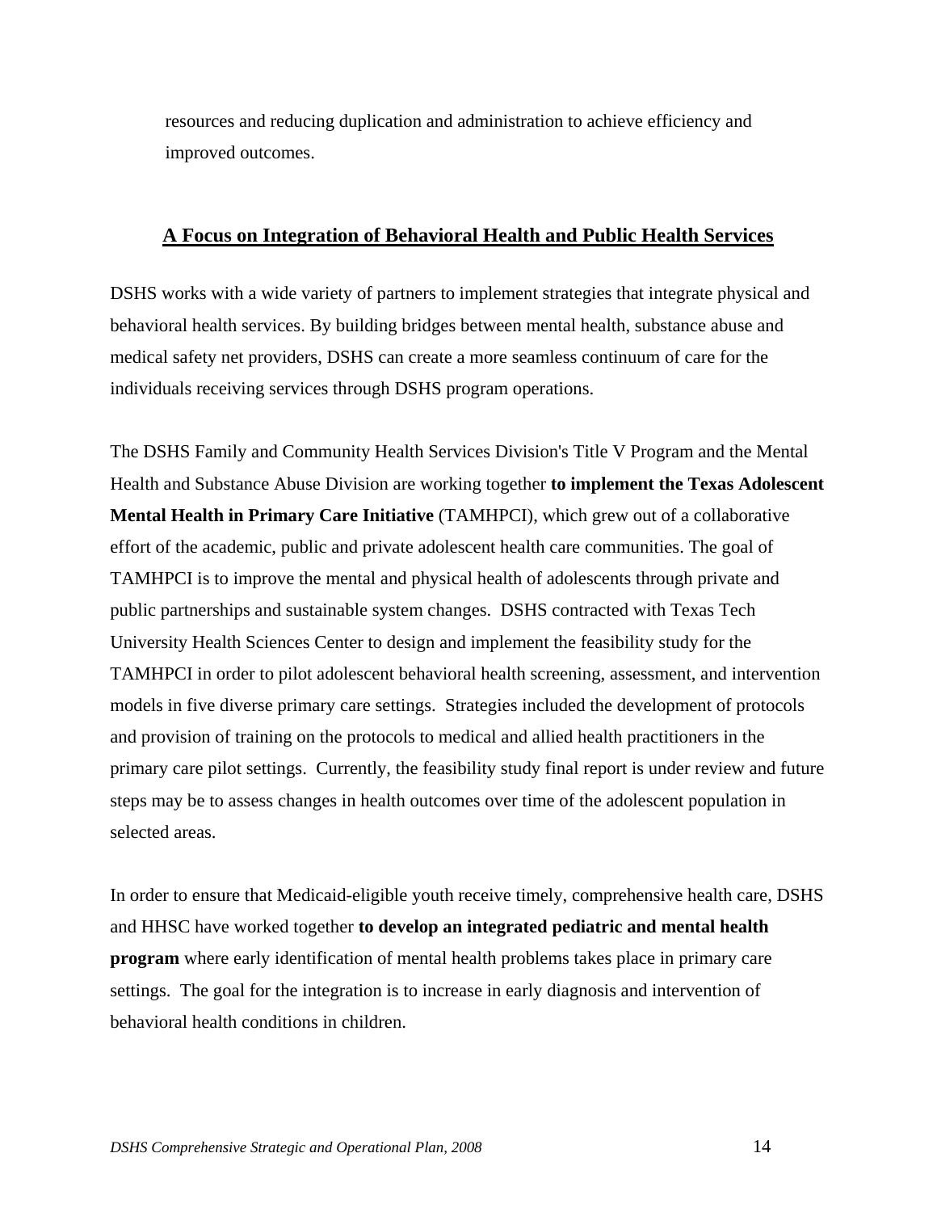resources and reducing duplication and administration to achieve efficiency and improved outcomes.

## A Focus on Integration of Behavioral Health and Public Health Services

DSHS works with a wide variety of partners to implement strategies that integrate physical and behavioral health services. By building bridges between mental health, substance abuse and medical safety net providers, DSHS can create a more seamless continuum of care for the individuals receiving services through DSHS program operations.

The DSHS Family and Community Health Services Division's Title V Program and the Mental Health and Substance Abuse Division are working together **to implement the Texas Adolescent Mental Health in Primary Care Initiative** (TAMHPCI), which grew out of a collaborative effort of the academic, public and private adolescent health care communities. The goal of TAMHPCI is to improve the mental and physical health of adolescents through private and public partnerships and sustainable system changes. DSHS contracted with Texas Tech University Health Sciences Center to design and implement the feasibility study for the TAMHPCI in order to pilot adolescent behavioral health screening, assessment, and intervention models in five diverse primary care settings. Strategies included the development of protocols and provision of training on the protocols to medical and allied health practitioners in the primary care pilot settings. Currently, the feasibility study final report is under review and future steps may be to assess changes in health outcomes over time of the adolescent population in selected areas.

In order to ensure that Medicaid-eligible youth receive timely, comprehensive health care, DSHS and HHSC have worked together **to develop an integrated pediatric and mental health program** where early identification of mental health problems takes place in primary care settings. The goal for the integration is to increase in early diagnosis and intervention of behavioral health conditions in children.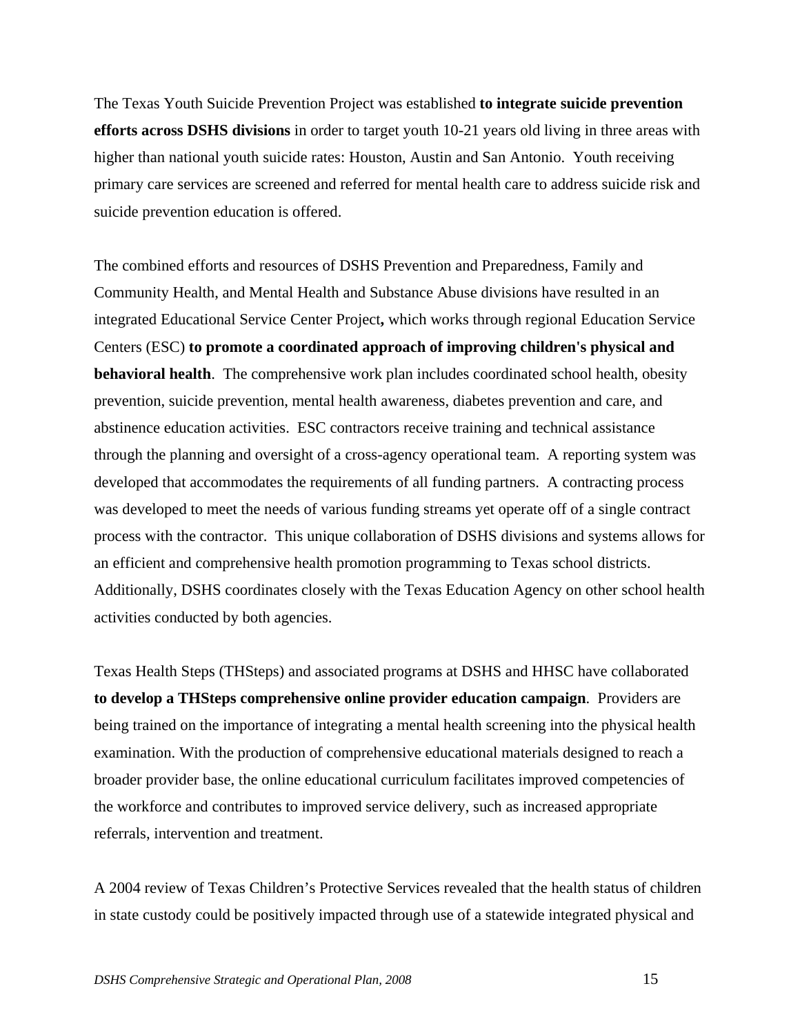The Texas Youth Suicide Prevention Project was established **to integrate suicide prevention efforts across DSHS divisions** in order to target youth 10-21 years old living in three areas with higher than national youth suicide rates: Houston, Austin and San Antonio. Youth receiving primary care services are screened and referred for mental health care to address suicide risk and suicide prevention education is offered.

The combined efforts and resources of DSHS Prevention and Preparedness, Family and Community Health, and Mental Health and Substance Abuse divisions have resulted in an integrated Educational Service Center Project**,** which works through regional Education Service Centers (ESC) **to promote a coordinated approach of improving children's physical and behavioral health**. The comprehensive work plan includes coordinated school health, obesity prevention, suicide prevention, mental health awareness, diabetes prevention and care, and abstinence education activities. ESC contractors receive training and technical assistance through the planning and oversight of a cross-agency operational team. A reporting system was developed that accommodates the requirements of all funding partners. A contracting process was developed to meet the needs of various funding streams yet operate off of a single contract process with the contractor. This unique collaboration of DSHS divisions and systems allows for an efficient and comprehensive health promotion programming to Texas school districts. Additionally, DSHS coordinates closely with the Texas Education Agency on other school health activities conducted by both agencies.

Texas Health Steps (THSteps) and associated programs at DSHS and HHSC have collaborated **to develop a THSteps comprehensive online provider education campaign**. Providers are being trained on the importance of integrating a mental health screening into the physical health examination. With the production of comprehensive educational materials designed to reach a broader provider base, the online educational curriculum facilitates improved competencies of the workforce and contributes to improved service delivery, such as increased appropriate referrals, intervention and treatment.

A 2004 review of Texas Children's Protective Services revealed that the health status of children in state custody could be positively impacted through use of a statewide integrated physical and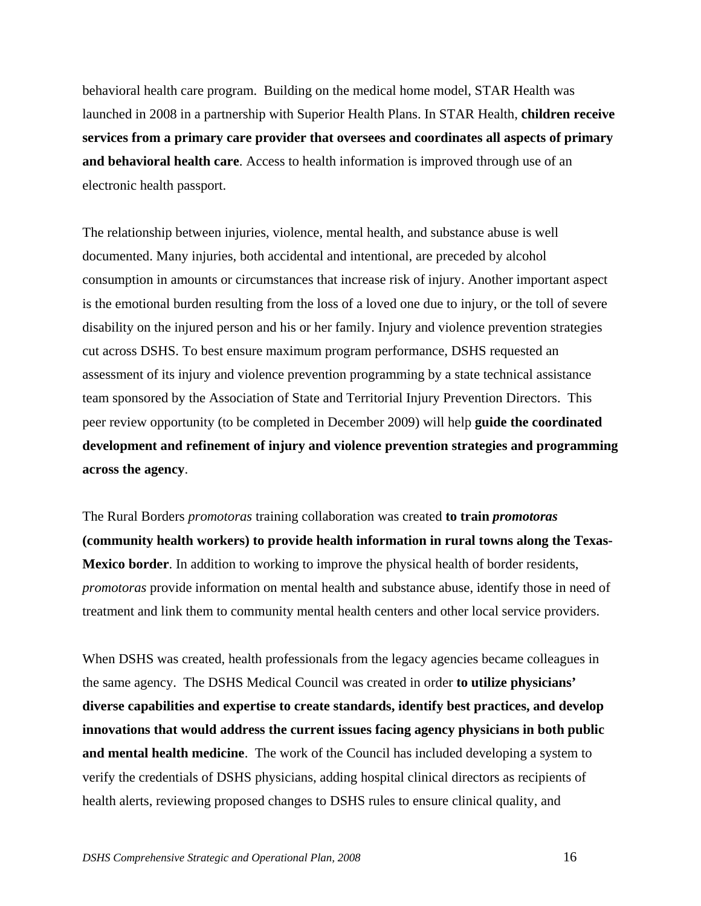behavioral health care program. Building on the medical home model, STAR Health was launched in 2008 in a partnership with Superior Health Plans. In STAR Health, **children receive services from a primary care provider that oversees and coordinates all aspects of primary and behavioral health care**. Access to health information is improved through use of an electronic health passport.

The relationship between injuries, violence, mental health, and substance abuse is well documented. Many injuries, both accidental and intentional, are preceded by alcohol consumption in amounts or circumstances that increase risk of injury. Another important aspect is the emotional burden resulting from the loss of a loved one due to injury, or the toll of severe disability on the injured person and his or her family. Injury and violence prevention strategies cut across DSHS. To best ensure maximum program performance, DSHS requested an assessment of its injury and violence prevention programming by a state technical assistance team sponsored by the Association of State and Territorial Injury Prevention Directors. This peer review opportunity (to be completed in December 2009) will help **guide the coordinated development and refinement of injury and violence prevention strategies and programming across the agency**.

The Rural Borders *promotoras* training collaboration was created **to train *promotoras* (community health workers) to provide health information in rural towns along the Texas-Mexico border**. In addition to working to improve the physical health of border residents, *promotoras* provide information on mental health and substance abuse, identify those in need of treatment and link them to community mental health centers and other local service providers.

When DSHS was created, health professionals from the legacy agencies became colleagues in the same agency. The DSHS Medical Council was created in order **to utilize physicians' diverse capabilities and expertise to create standards, identify best practices, and develop innovations that would address the current issues facing agency physicians in both public and mental health medicine**. The work of the Council has included developing a system to verify the credentials of DSHS physicians, adding hospital clinical directors as recipients of health alerts, reviewing proposed changes to DSHS rules to ensure clinical quality, and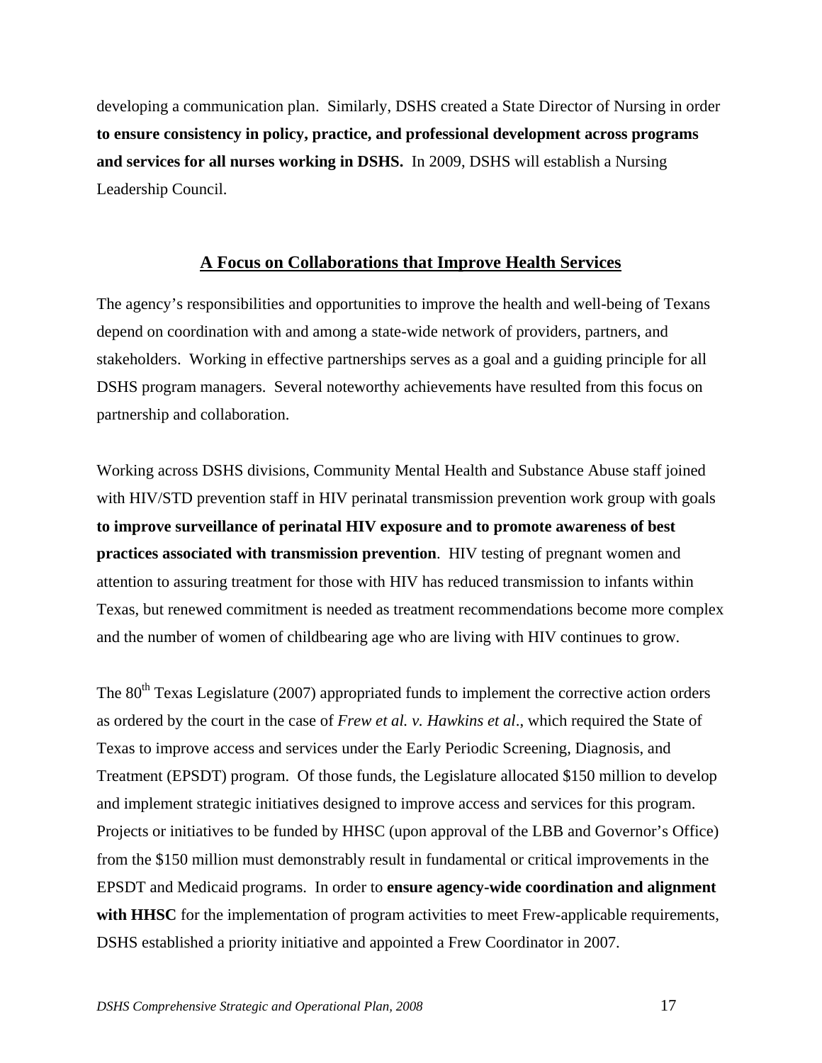developing a communication plan. Similarly, DSHS created a State Director of Nursing in order **to ensure consistency in policy, practice, and professional development across programs and services for all nurses working in DSHS.** In 2009, DSHS will establish a Nursing Leadership Council.

## A Focus on Collaborations that Improve Health Services

The agency's responsibilities and opportunities to improve the health and well-being of Texans depend on coordination with and among a state-wide network of providers, partners, and stakeholders. Working in effective partnerships serves as a goal and a guiding principle for all DSHS program managers. Several noteworthy achievements have resulted from this focus on partnership and collaboration.

Working across DSHS divisions, Community Mental Health and Substance Abuse staff joined with HIV/STD prevention staff in HIV perinatal transmission prevention work group with goals **to improve surveillance of perinatal HIV exposure and to promote awareness of best practices associated with transmission prevention**. HIV testing of pregnant women and attention to assuring treatment for those with HIV has reduced transmission to infants within Texas, but renewed commitment is needed as treatment recommendations become more complex and the number of women of childbearing age who are living with HIV continues to grow.

The 80th Texas Legislature (2007) appropriated funds to implement the corrective action orders as ordered by the court in the case of *Frew et al. v. Hawkins et al*., which required the State of Texas to improve access and services under the Early Periodic Screening, Diagnosis, and Treatment (EPSDT) program. Of those funds, the Legislature allocated $150 million to develop and implement strategic initiatives designed to improve access and services for this program. Projects or initiatives to be funded by HHSC (upon approval of the LBB and Governor's Office) from the $150 million must demonstrably result in fundamental or critical improvements in the EPSDT and Medicaid programs. In order to **ensure agency-wide coordination and alignment with HHSC** for the implementation of program activities to meet Frew-applicable requirements, DSHS established a priority initiative and appointed a Frew Coordinator in 2007.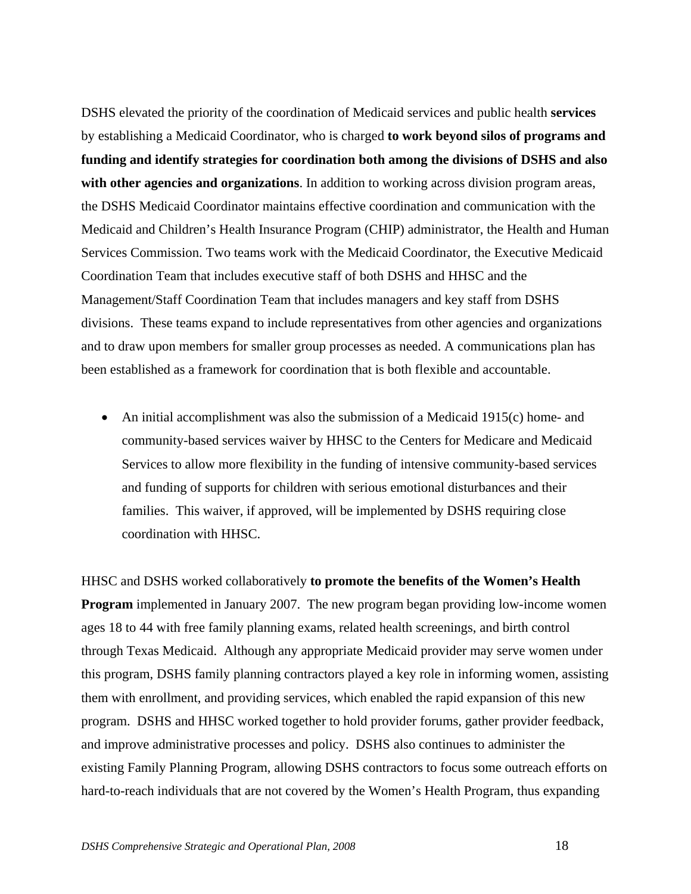DSHS elevated the priority of the coordination of Medicaid services and public health **services** by establishing a Medicaid Coordinator, who is charged **to work beyond silos of programs and funding and identify strategies for coordination both among the divisions of DSHS and also with other agencies and organizations**. In addition to working across division program areas, the DSHS Medicaid Coordinator maintains effective coordination and communication with the Medicaid and Children's Health Insurance Program (CHIP) administrator, the Health and Human Services Commission. Two teams work with the Medicaid Coordinator, the Executive Medicaid Coordination Team that includes executive staff of both DSHS and HHSC and the Management/Staff Coordination Team that includes managers and key staff from DSHS divisions. These teams expand to include representatives from other agencies and organizations and to draw upon members for smaller group processes as needed. A communications plan has been established as a framework for coordination that is both flexible and accountable.

- An initial accomplishment was also the submission of a Medicaid 1915(c) home- and community-based services waiver by HHSC to the Centers for Medicare and Medicaid Services to allow more flexibility in the funding of intensive community-based services and funding of supports for children with serious emotional disturbances and their families. This waiver, if approved, will be implemented by DSHS requiring close coordination with HHSC.

HHSC and DSHS worked collaboratively **to promote the benefits of the Women's Health Program** implemented in January 2007. The new program began providing low-income women ages 18 to 44 with free family planning exams, related health screenings, and birth control through Texas Medicaid. Although any appropriate Medicaid provider may serve women under this program, DSHS family planning contractors played a key role in informing women, assisting them with enrollment, and providing services, which enabled the rapid expansion of this new program. DSHS and HHSC worked together to hold provider forums, gather provider feedback, and improve administrative processes and policy. DSHS also continues to administer the existing Family Planning Program, allowing DSHS contractors to focus some outreach efforts on hard-to-reach individuals that are not covered by the Women's Health Program, thus expanding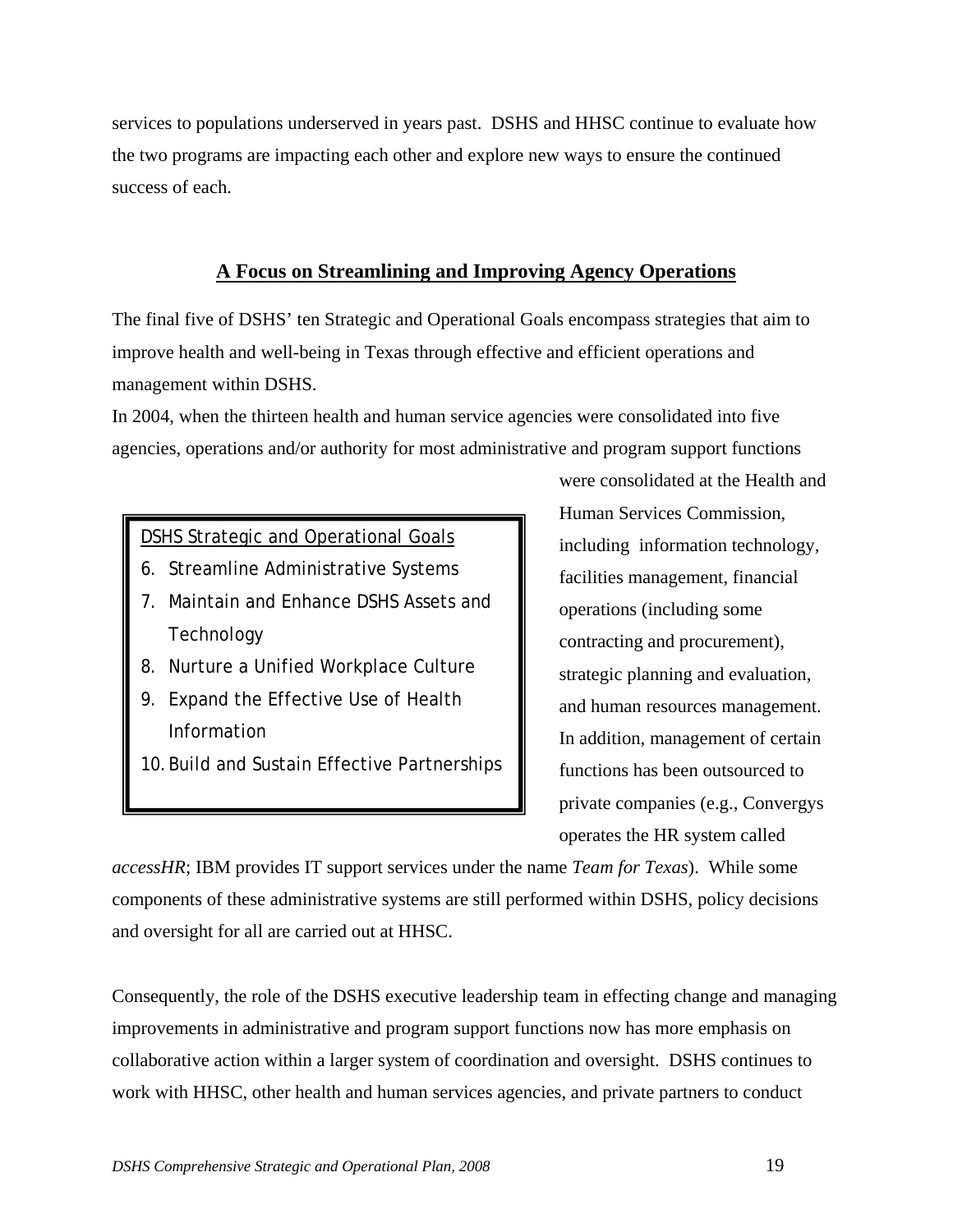services to populations underserved in years past. DSHS and HHSC continue to evaluate how the two programs are impacting each other and explore new ways to ensure the continued success of each.

## A Focus on Streamlining and Improving Agency Operations

The final five of DSHS' ten Strategic and Operational Goals encompass strategies that aim to improve health and well-being in Texas through effective and efficient operations and management within DSHS.

> DSHS Strategic and Operational Goals
>
> 6. Streamline Administrative Systems
> 7. Maintain and Enhance DSHS Assets and Technology
> 8. Nurture a Unified Workplace Culture
> 9. Expand the Effective Use of Health Information
> 10. Build and Sustain Effective Partnerships

In 2004, when the thirteen health and human service agencies were consolidated into five agencies, operations and/or authority for most administrative and program support functions were consolidated at the Health and Human Services Commission, including information technology, facilities management, financial operations (including some contracting and procurement), strategic planning and evaluation, and human resources management. In addition, management of certain functions has been outsourced to private companies (e.g., Convergys operates the HR system called *accessHR*; IBM provides IT support services under the name *Team for Texas*). While some components of these administrative systems are still performed within DSHS, policy decisions and oversight for all are carried out at HHSC.

Consequently, the role of the DSHS executive leadership team in effecting change and managing improvements in administrative and program support functions now has more emphasis on collaborative action within a larger system of coordination and oversight. DSHS continues to work with HHSC, other health and human services agencies, and private partners to conduct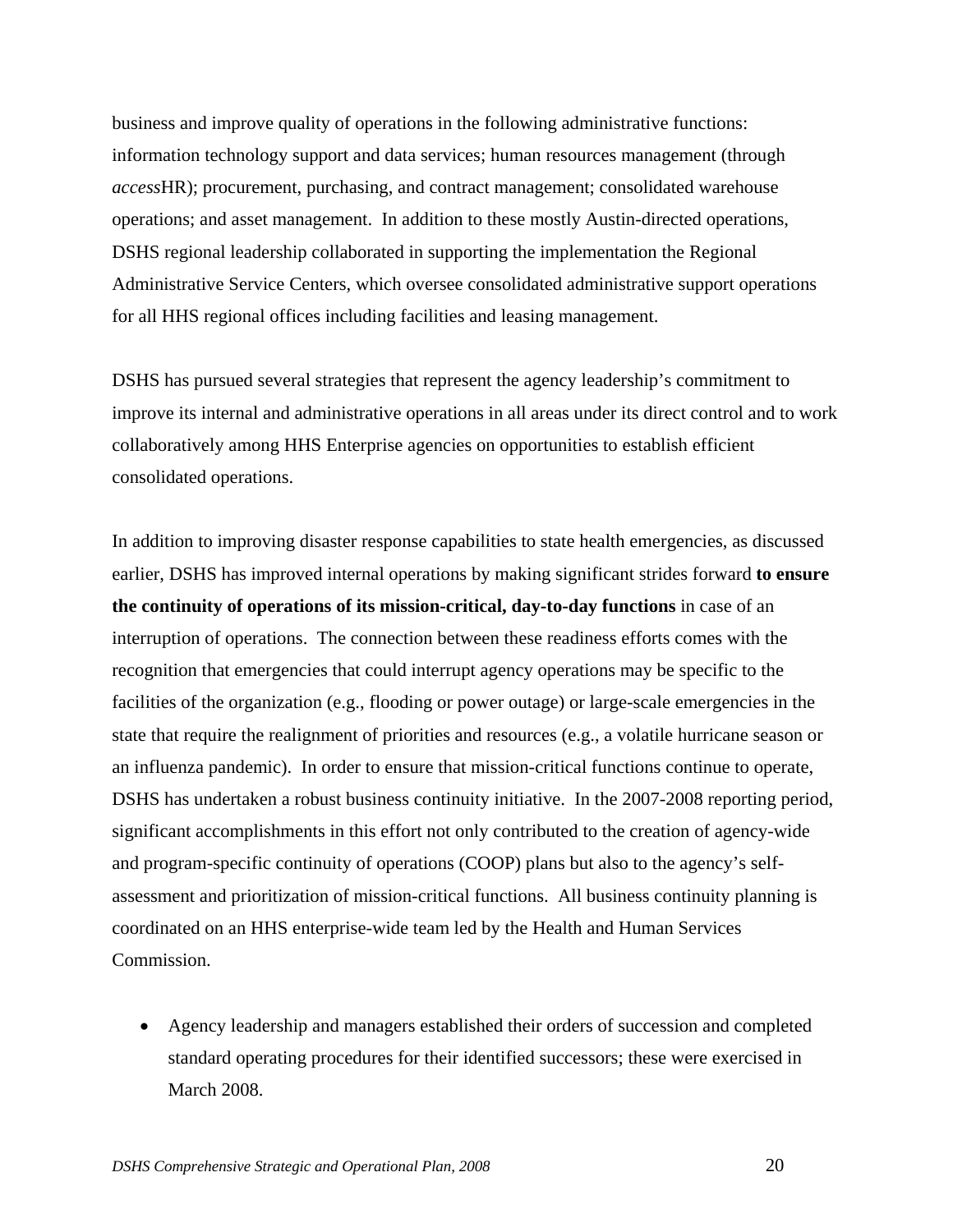business and improve quality of operations in the following administrative functions: information technology support and data services; human resources management (through *access*HR); procurement, purchasing, and contract management; consolidated warehouse operations; and asset management. In addition to these mostly Austin-directed operations, DSHS regional leadership collaborated in supporting the implementation the Regional Administrative Service Centers, which oversee consolidated administrative support operations for all HHS regional offices including facilities and leasing management.

DSHS has pursued several strategies that represent the agency leadership's commitment to improve its internal and administrative operations in all areas under its direct control and to work collaboratively among HHS Enterprise agencies on opportunities to establish efficient consolidated operations.

In addition to improving disaster response capabilities to state health emergencies, as discussed earlier, DSHS has improved internal operations by making significant strides forward **to ensure the continuity of operations of its mission-critical, day-to-day functions** in case of an interruption of operations. The connection between these readiness efforts comes with the recognition that emergencies that could interrupt agency operations may be specific to the facilities of the organization (e.g., flooding or power outage) or large-scale emergencies in the state that require the realignment of priorities and resources (e.g., a volatile hurricane season or an influenza pandemic). In order to ensure that mission-critical functions continue to operate, DSHS has undertaken a robust business continuity initiative. In the 2007-2008 reporting period, significant accomplishments in this effort not only contributed to the creation of agency-wide and program-specific continuity of operations (COOP) plans but also to the agency's self-assessment and prioritization of mission-critical functions. All business continuity planning is coordinated on an HHS enterprise-wide team led by the Health and Human Services Commission.

- Agency leadership and managers established their orders of succession and completed standard operating procedures for their identified successors; these were exercised in March 2008.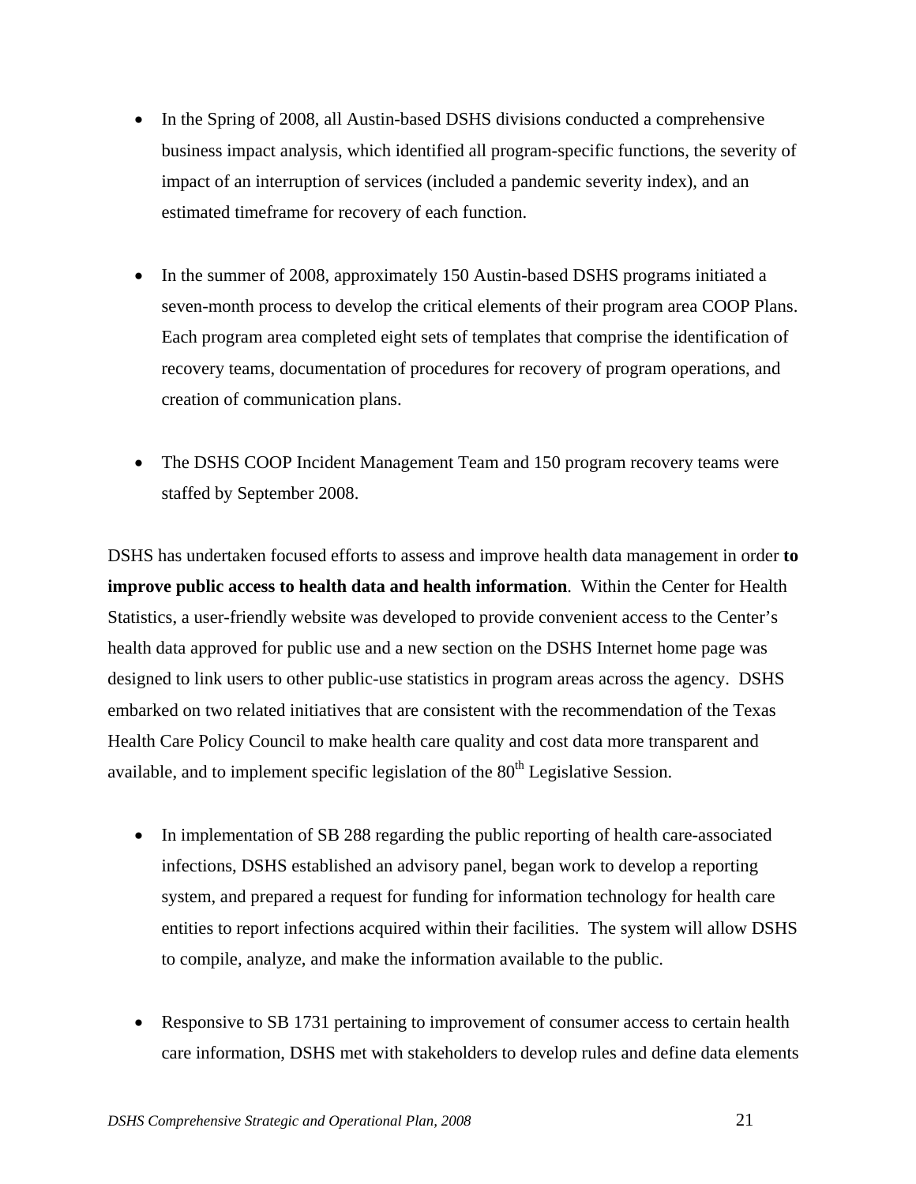- In the Spring of 2008, all Austin-based DSHS divisions conducted a comprehensive business impact analysis, which identified all program-specific functions, the severity of impact of an interruption of services (included a pandemic severity index), and an estimated timeframe for recovery of each function.

- In the summer of 2008, approximately 150 Austin-based DSHS programs initiated a seven-month process to develop the critical elements of their program area COOP Plans. Each program area completed eight sets of templates that comprise the identification of recovery teams, documentation of procedures for recovery of program operations, and creation of communication plans.

- The DSHS COOP Incident Management Team and 150 program recovery teams were staffed by September 2008.

DSHS has undertaken focused efforts to assess and improve health data management in order **to improve public access to health data and health information**. Within the Center for Health Statistics, a user-friendly website was developed to provide convenient access to the Center's health data approved for public use and a new section on the DSHS Internet home page was designed to link users to other public-use statistics in program areas across the agency. DSHS embarked on two related initiatives that are consistent with the recommendation of the Texas Health Care Policy Council to make health care quality and cost data more transparent and available, and to implement specific legislation of the 80th Legislative Session.

- In implementation of SB 288 regarding the public reporting of health care-associated infections, DSHS established an advisory panel, began work to develop a reporting system, and prepared a request for funding for information technology for health care entities to report infections acquired within their facilities. The system will allow DSHS to compile, analyze, and make the information available to the public.

- Responsive to SB 1731 pertaining to improvement of consumer access to certain health care information, DSHS met with stakeholders to develop rules and define data elements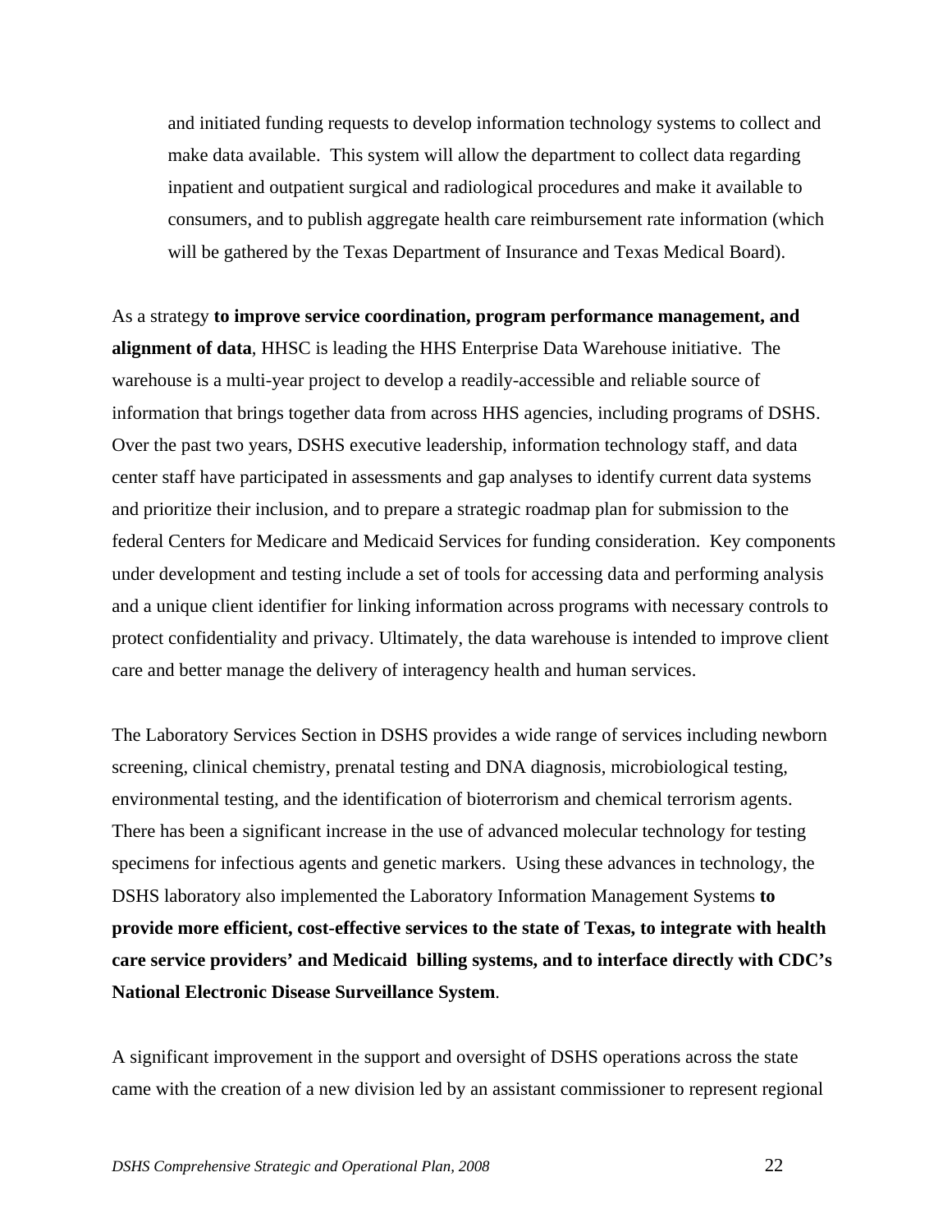and initiated funding requests to develop information technology systems to collect and make data available. This system will allow the department to collect data regarding inpatient and outpatient surgical and radiological procedures and make it available to consumers, and to publish aggregate health care reimbursement rate information (which will be gathered by the Texas Department of Insurance and Texas Medical Board).

As a strategy **to improve service coordination, program performance management, and alignment of data**, HHSC is leading the HHS Enterprise Data Warehouse initiative. The warehouse is a multi-year project to develop a readily-accessible and reliable source of information that brings together data from across HHS agencies, including programs of DSHS. Over the past two years, DSHS executive leadership, information technology staff, and data center staff have participated in assessments and gap analyses to identify current data systems and prioritize their inclusion, and to prepare a strategic roadmap plan for submission to the federal Centers for Medicare and Medicaid Services for funding consideration. Key components under development and testing include a set of tools for accessing data and performing analysis and a unique client identifier for linking information across programs with necessary controls to protect confidentiality and privacy. Ultimately, the data warehouse is intended to improve client care and better manage the delivery of interagency health and human services.

The Laboratory Services Section in DSHS provides a wide range of services including newborn screening, clinical chemistry, prenatal testing and DNA diagnosis, microbiological testing, environmental testing, and the identification of bioterrorism and chemical terrorism agents. There has been a significant increase in the use of advanced molecular technology for testing specimens for infectious agents and genetic markers. Using these advances in technology, the DSHS laboratory also implemented the Laboratory Information Management Systems **to provide more efficient, cost-effective services to the state of Texas, to integrate with health care service providers' and Medicaid billing systems, and to interface directly with CDC's National Electronic Disease Surveillance System**.

A significant improvement in the support and oversight of DSHS operations across the state came with the creation of a new division led by an assistant commissioner to represent regional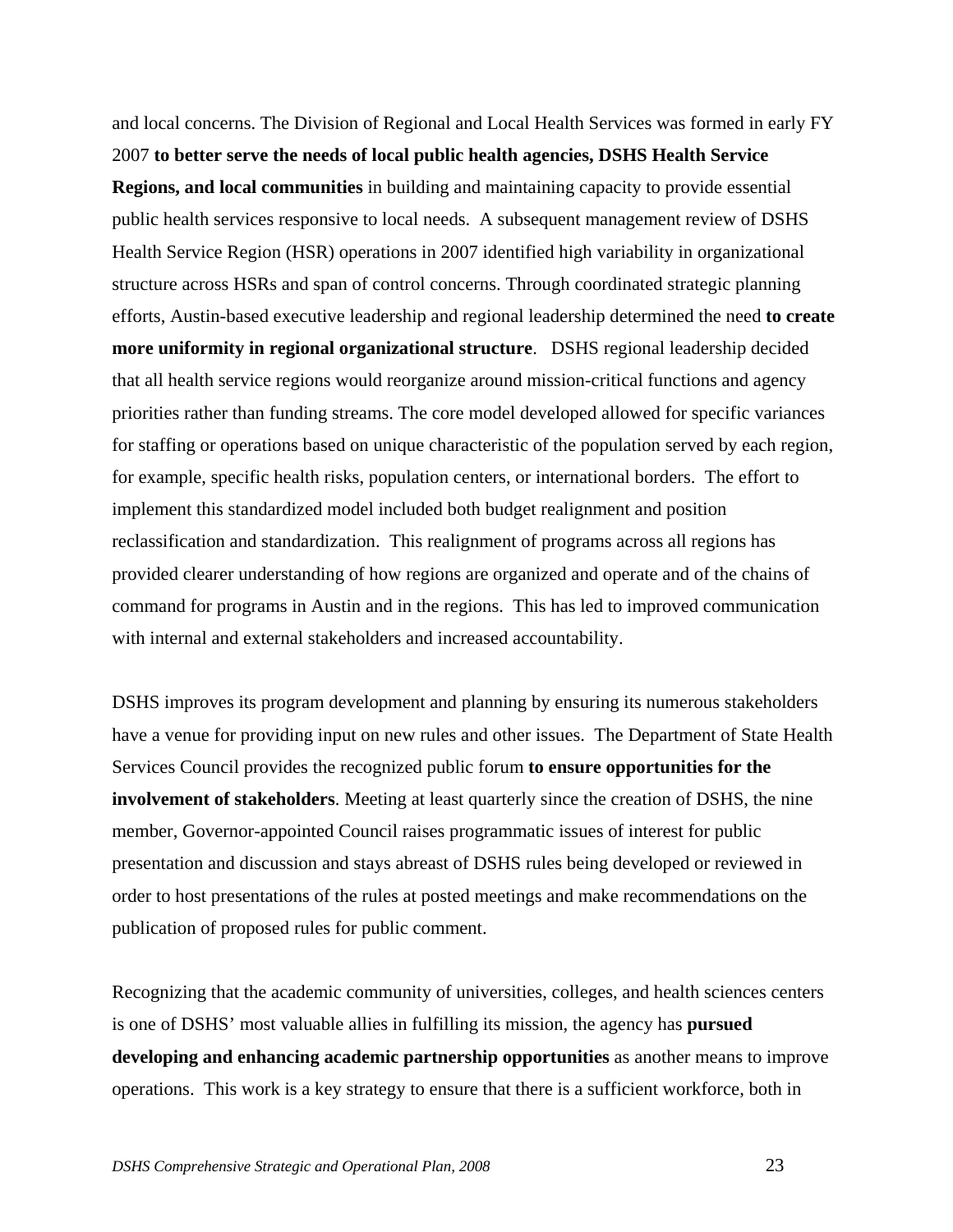and local concerns. The Division of Regional and Local Health Services was formed in early FY 2007 **to better serve the needs of local public health agencies, DSHS Health Service Regions, and local communities** in building and maintaining capacity to provide essential public health services responsive to local needs. A subsequent management review of DSHS Health Service Region (HSR) operations in 2007 identified high variability in organizational structure across HSRs and span of control concerns. Through coordinated strategic planning efforts, Austin-based executive leadership and regional leadership determined the need **to create more uniformity in regional organizational structure**. DSHS regional leadership decided that all health service regions would reorganize around mission-critical functions and agency priorities rather than funding streams. The core model developed allowed for specific variances for staffing or operations based on unique characteristic of the population served by each region, for example, specific health risks, population centers, or international borders. The effort to implement this standardized model included both budget realignment and position reclassification and standardization. This realignment of programs across all regions has provided clearer understanding of how regions are organized and operate and of the chains of command for programs in Austin and in the regions. This has led to improved communication with internal and external stakeholders and increased accountability.

DSHS improves its program development and planning by ensuring its numerous stakeholders have a venue for providing input on new rules and other issues. The Department of State Health Services Council provides the recognized public forum **to ensure opportunities for the involvement of stakeholders**. Meeting at least quarterly since the creation of DSHS, the nine member, Governor-appointed Council raises programmatic issues of interest for public presentation and discussion and stays abreast of DSHS rules being developed or reviewed in order to host presentations of the rules at posted meetings and make recommendations on the publication of proposed rules for public comment.

Recognizing that the academic community of universities, colleges, and health sciences centers is one of DSHS' most valuable allies in fulfilling its mission, the agency has **pursued developing and enhancing academic partnership opportunities** as another means to improve operations. This work is a key strategy to ensure that there is a sufficient workforce, both in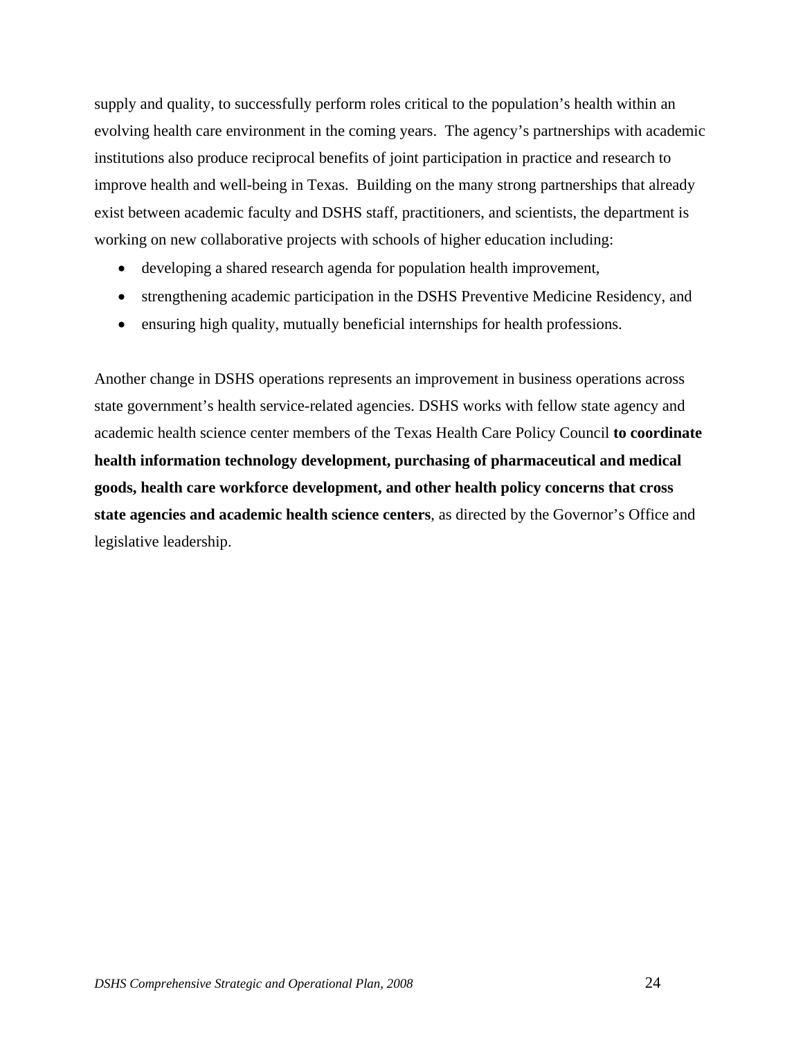supply and quality, to successfully perform roles critical to the population's health within an evolving health care environment in the coming years. The agency's partnerships with academic institutions also produce reciprocal benefits of joint participation in practice and research to improve health and well-being in Texas. Building on the many strong partnerships that already exist between academic faculty and DSHS staff, practitioners, and scientists, the department is working on new collaborative projects with schools of higher education including:

- developing a shared research agenda for population health improvement,
- strengthening academic participation in the DSHS Preventive Medicine Residency, and
- ensuring high quality, mutually beneficial internships for health professions.

Another change in DSHS operations represents an improvement in business operations across state government's health service-related agencies. DSHS works with fellow state agency and academic health science center members of the Texas Health Care Policy Council **to coordinate health information technology development, purchasing of pharmaceutical and medical goods, health care workforce development, and other health policy concerns that cross state agencies and academic health science centers**, as directed by the Governor's Office and legislative leadership.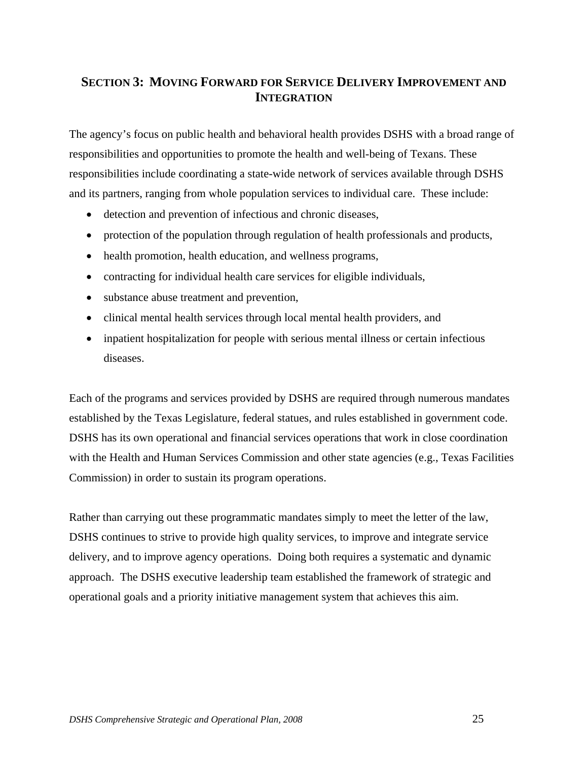## SECTION 3: MOVING FORWARD FOR SERVICE DELIVERY IMPROVEMENT AND INTEGRATION

The agency's focus on public health and behavioral health provides DSHS with a broad range of responsibilities and opportunities to promote the health and well-being of Texans. These responsibilities include coordinating a state-wide network of services available through DSHS and its partners, ranging from whole population services to individual care. These include:

- detection and prevention of infectious and chronic diseases,
- protection of the population through regulation of health professionals and products,
- health promotion, health education, and wellness programs,
- contracting for individual health care services for eligible individuals,
- substance abuse treatment and prevention,
- clinical mental health services through local mental health providers, and
- inpatient hospitalization for people with serious mental illness or certain infectious diseases.

Each of the programs and services provided by DSHS are required through numerous mandates established by the Texas Legislature, federal statues, and rules established in government code. DSHS has its own operational and financial services operations that work in close coordination with the Health and Human Services Commission and other state agencies (e.g., Texas Facilities Commission) in order to sustain its program operations.

Rather than carrying out these programmatic mandates simply to meet the letter of the law, DSHS continues to strive to provide high quality services, to improve and integrate service delivery, and to improve agency operations. Doing both requires a systematic and dynamic approach. The DSHS executive leadership team established the framework of strategic and operational goals and a priority initiative management system that achieves this aim.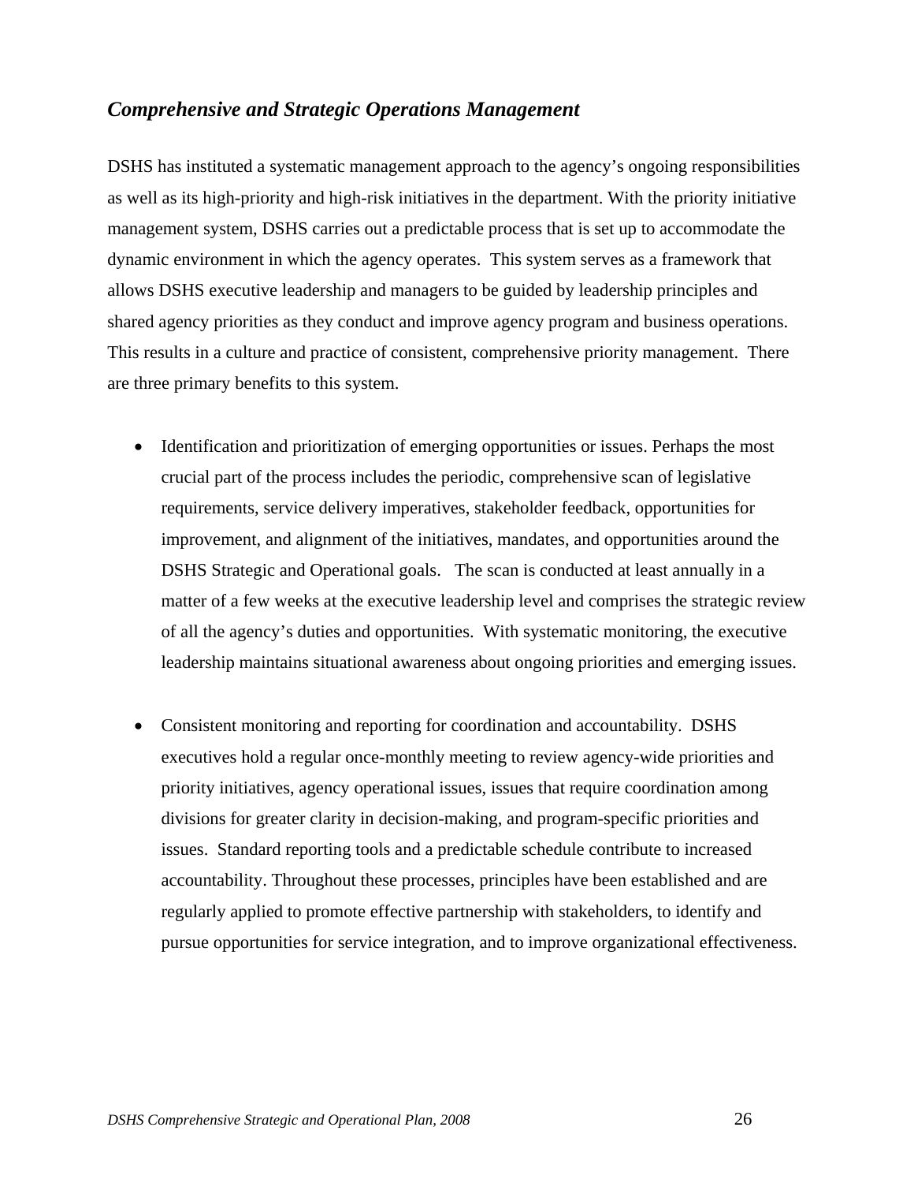### *Comprehensive and Strategic Operations Management*

DSHS has instituted a systematic management approach to the agency's ongoing responsibilities as well as its high-priority and high-risk initiatives in the department. With the priority initiative management system, DSHS carries out a predictable process that is set up to accommodate the dynamic environment in which the agency operates. This system serves as a framework that allows DSHS executive leadership and managers to be guided by leadership principles and shared agency priorities as they conduct and improve agency program and business operations. This results in a culture and practice of consistent, comprehensive priority management. There are three primary benefits to this system.

- Identification and prioritization of emerging opportunities or issues. Perhaps the most crucial part of the process includes the periodic, comprehensive scan of legislative requirements, service delivery imperatives, stakeholder feedback, opportunities for improvement, and alignment of the initiatives, mandates, and opportunities around the DSHS Strategic and Operational goals. The scan is conducted at least annually in a matter of a few weeks at the executive leadership level and comprises the strategic review of all the agency's duties and opportunities. With systematic monitoring, the executive leadership maintains situational awareness about ongoing priorities and emerging issues.

- Consistent monitoring and reporting for coordination and accountability. DSHS executives hold a regular once-monthly meeting to review agency-wide priorities and priority initiatives, agency operational issues, issues that require coordination among divisions for greater clarity in decision-making, and program-specific priorities and issues. Standard reporting tools and a predictable schedule contribute to increased accountability. Throughout these processes, principles have been established and are regularly applied to promote effective partnership with stakeholders, to identify and pursue opportunities for service integration, and to improve organizational effectiveness.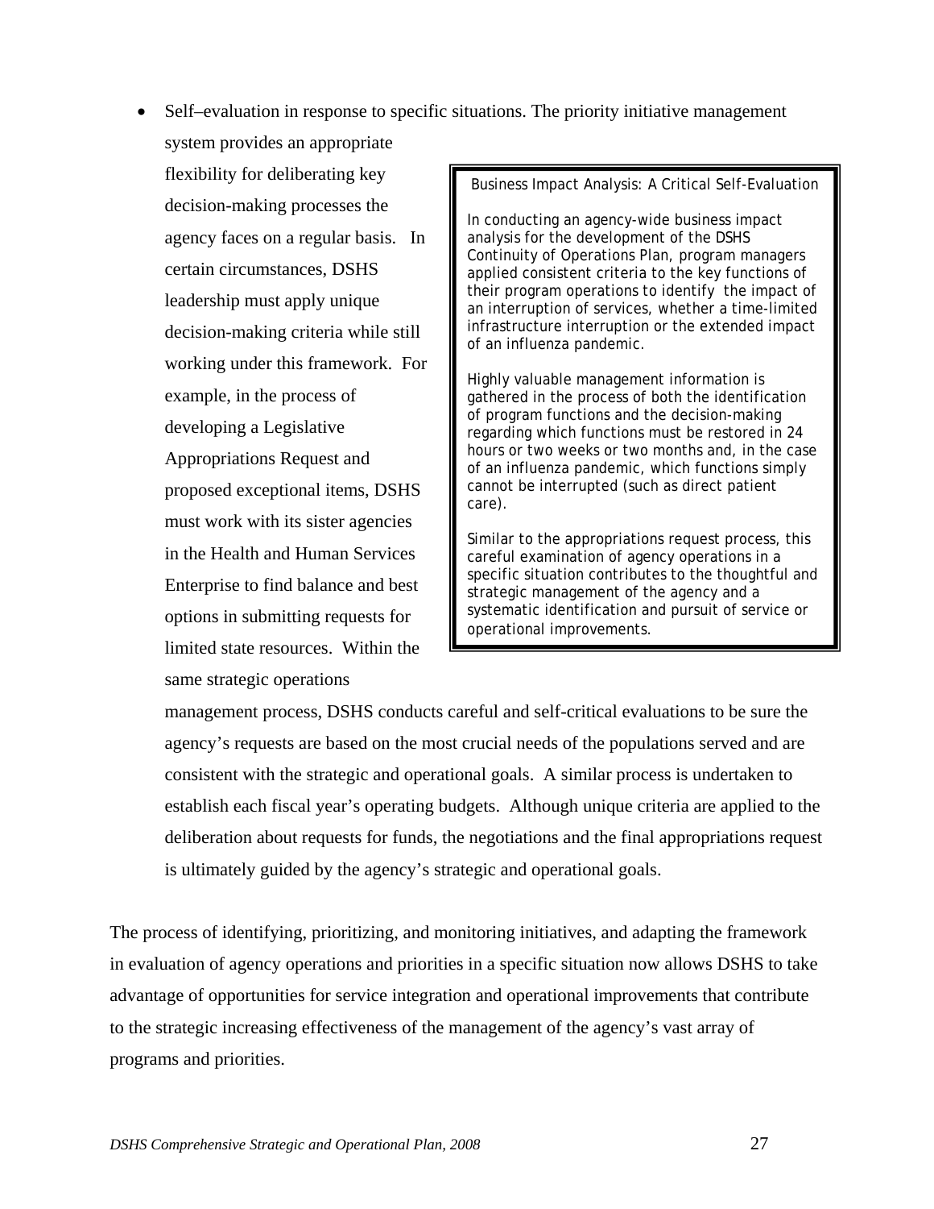- Self–evaluation in response to specific situations. The priority initiative management system provides an appropriate flexibility for deliberating key decision-making processes the agency faces on a regular basis. In certain circumstances, DSHS leadership must apply unique decision-making criteria while still working under this framework. For example, in the process of developing a Legislative Appropriations Request and proposed exceptional items, DSHS must work with its sister agencies in the Health and Human Services Enterprise to find balance and best options in submitting requests for limited state resources. Within the same strategic operations management process, DSHS conducts careful and self-critical evaluations to be sure the agency's requests are based on the most crucial needs of the populations served and are consistent with the strategic and operational goals. A similar process is undertaken to establish each fiscal year's operating budgets. Although unique criteria are applied to the deliberation about requests for funds, the negotiations and the final appropriations request is ultimately guided by the agency's strategic and operational goals.

> Business Impact Analysis: A Critical Self-Evaluation
>
> In conducting an agency-wide business impact analysis for the development of the DSHS Continuity of Operations Plan, program managers applied consistent criteria to the key functions of their program operations to identify the impact of an interruption of services, whether a time-limited infrastructure interruption or the extended impact of an influenza pandemic.
>
> Highly valuable management information is gathered in the process of both the identification of program functions and the decision-making regarding which functions must be restored in 24 hours or two weeks or two months and, in the case of an influenza pandemic, which functions simply cannot be interrupted (such as direct patient care).
>
> Similar to the appropriations request process, this careful examination of agency operations in a specific situation contributes to the thoughtful and strategic management of the agency and a systematic identification and pursuit of service or operational improvements.

The process of identifying, prioritizing, and monitoring initiatives, and adapting the framework in evaluation of agency operations and priorities in a specific situation now allows DSHS to take advantage of opportunities for service integration and operational improvements that contribute to the strategic increasing effectiveness of the management of the agency's vast array of programs and priorities.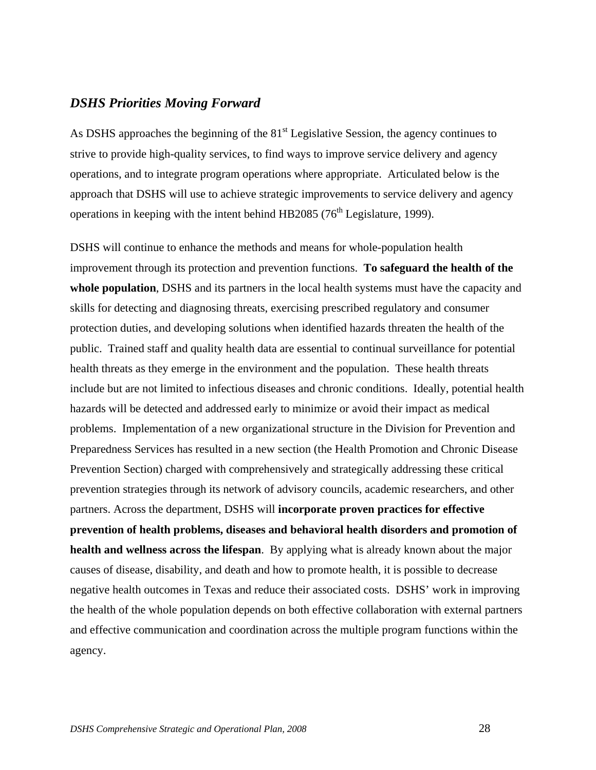## *DSHS Priorities Moving Forward*

As DSHS approaches the beginning of the 81st Legislative Session, the agency continues to strive to provide high-quality services, to find ways to improve service delivery and agency operations, and to integrate program operations where appropriate. Articulated below is the approach that DSHS will use to achieve strategic improvements to service delivery and agency operations in keeping with the intent behind HB2085 (76th Legislature, 1999).

DSHS will continue to enhance the methods and means for whole-population health improvement through its protection and prevention functions. **To safeguard the health of the whole population**, DSHS and its partners in the local health systems must have the capacity and skills for detecting and diagnosing threats, exercising prescribed regulatory and consumer protection duties, and developing solutions when identified hazards threaten the health of the public. Trained staff and quality health data are essential to continual surveillance for potential health threats as they emerge in the environment and the population. These health threats include but are not limited to infectious diseases and chronic conditions. Ideally, potential health hazards will be detected and addressed early to minimize or avoid their impact as medical problems. Implementation of a new organizational structure in the Division for Prevention and Preparedness Services has resulted in a new section (the Health Promotion and Chronic Disease Prevention Section) charged with comprehensively and strategically addressing these critical prevention strategies through its network of advisory councils, academic researchers, and other partners. Across the department, DSHS will **incorporate proven practices for effective prevention of health problems, diseases and behavioral health disorders and promotion of health and wellness across the lifespan**. By applying what is already known about the major causes of disease, disability, and death and how to promote health, it is possible to decrease negative health outcomes in Texas and reduce their associated costs. DSHS' work in improving the health of the whole population depends on both effective collaboration with external partners and effective communication and coordination across the multiple program functions within the agency.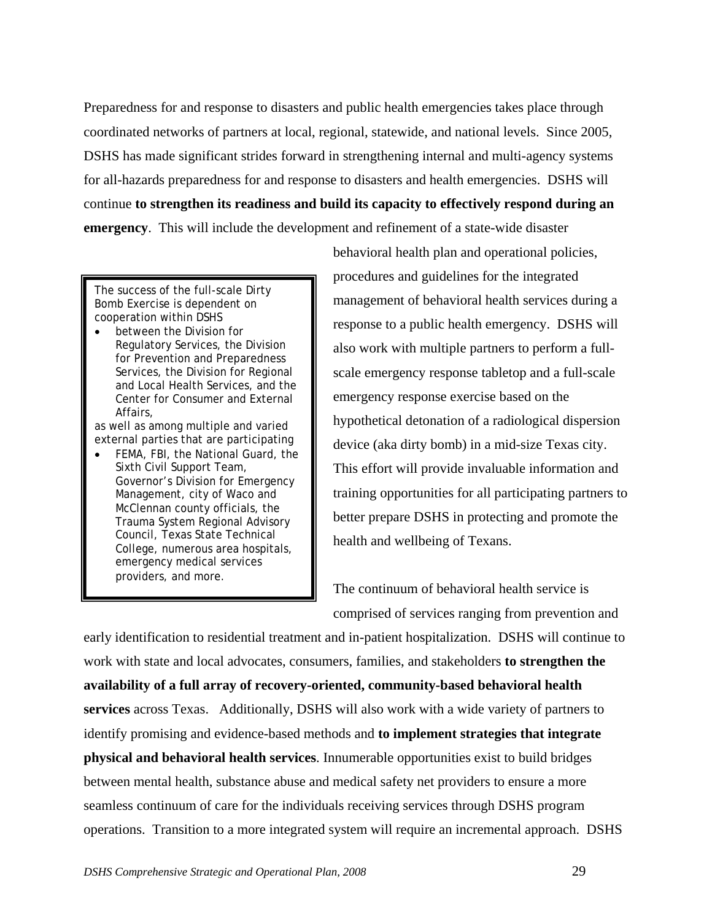Preparedness for and response to disasters and public health emergencies takes place through coordinated networks of partners at local, regional, statewide, and national levels. Since 2005, DSHS has made significant strides forward in strengthening internal and multi-agency systems for all-hazards preparedness for and response to disasters and health emergencies. DSHS will continue **to strengthen its readiness and build its capacity to effectively respond during an emergency**. This will include the development and refinement of a state-wide disaster behavioral health plan and operational policies, procedures and guidelines for the integrated management of behavioral health services during a response to a public health emergency. DSHS will also work with multiple partners to perform a full-scale emergency response tabletop and a full-scale emergency response exercise based on the hypothetical detonation of a radiological dispersion device (aka dirty bomb) in a mid-size Texas city. This effort will provide invaluable information and training opportunities for all participating partners to better prepare DSHS in protecting and promote the health and wellbeing of Texans.

> The success of the full-scale Dirty Bomb Exercise is dependent on cooperation within DSHS
> - between the Division for Regulatory Services, the Division for Prevention and Preparedness Services, the Division for Regional and Local Health Services, and the Center for Consumer and External Affairs,
>
> as well as among multiple and varied external parties that are participating
> - FEMA, FBI, the National Guard, the Sixth Civil Support Team, Governor's Division for Emergency Management, city of Waco and McClennan county officials, the Trauma System Regional Advisory Council, Texas State Technical College, numerous area hospitals, emergency medical services providers, and more.

The continuum of behavioral health service is comprised of services ranging from prevention and early identification to residential treatment and in-patient hospitalization. DSHS will continue to work with state and local advocates, consumers, families, and stakeholders **to strengthen the availability of a full array of recovery-oriented, community-based behavioral health services** across Texas. Additionally, DSHS will also work with a wide variety of partners to identify promising and evidence-based methods and **to implement strategies that integrate physical and behavioral health services**. Innumerable opportunities exist to build bridges between mental health, substance abuse and medical safety net providers to ensure a more seamless continuum of care for the individuals receiving services through DSHS program operations. Transition to a more integrated system will require an incremental approach. DSHS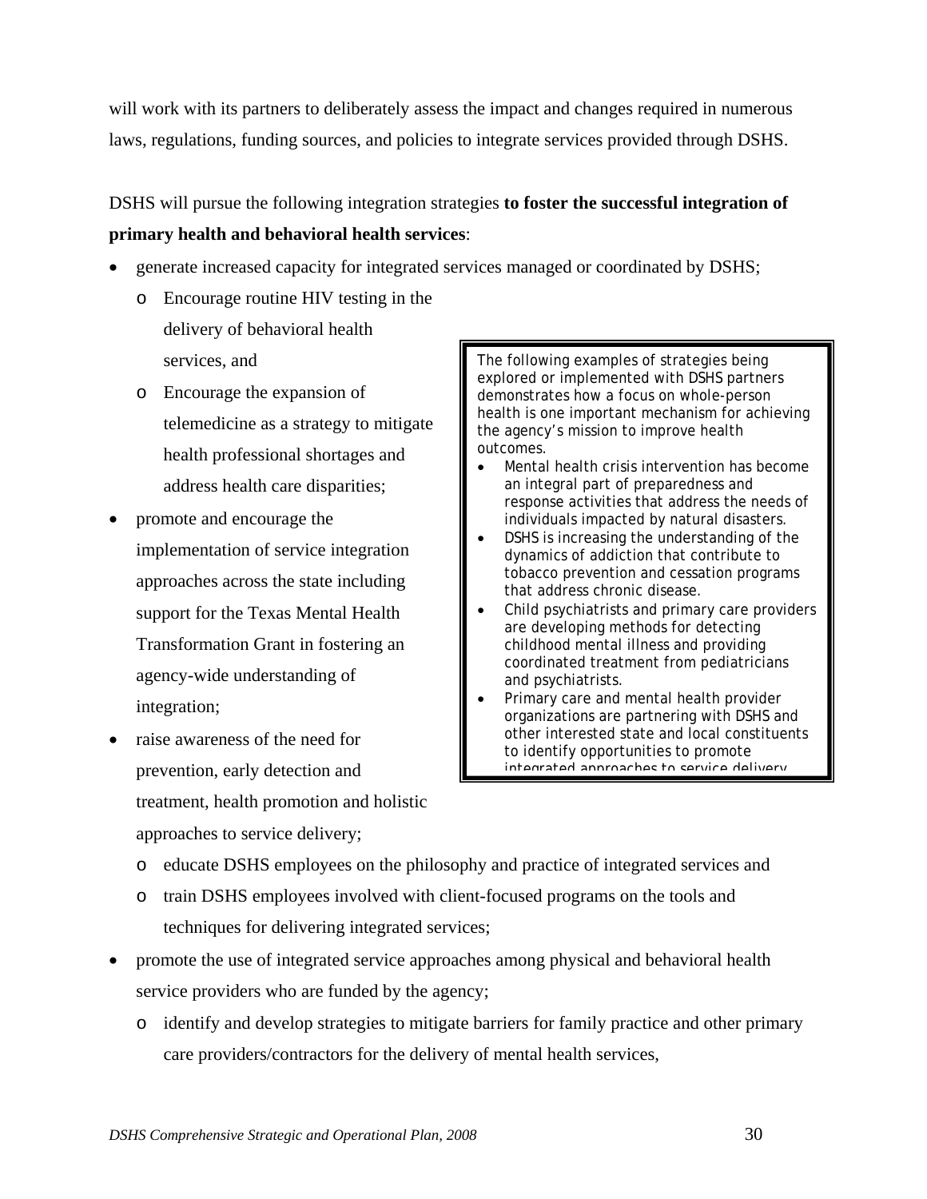will work with its partners to deliberately assess the impact and changes required in numerous laws, regulations, funding sources, and policies to integrate services provided through DSHS.

DSHS will pursue the following integration strategies **to foster the successful integration of primary health and behavioral health services**:

- generate increased capacity for integrated services managed or coordinated by DSHS;
  - Encourage routine HIV testing in the delivery of behavioral health services, and
  - Encourage the expansion of telemedicine as a strategy to mitigate health professional shortages and address health care disparities;
- promote and encourage the implementation of service integration approaches across the state including support for the Texas Mental Health Transformation Grant in fostering an agency-wide understanding of integration;
- raise awareness of the need for prevention, early detection and treatment, health promotion and holistic approaches to service delivery;
  - educate DSHS employees on the philosophy and practice of integrated services and
  - train DSHS employees involved with client-focused programs on the tools and techniques for delivering integrated services;
- promote the use of integrated service approaches among physical and behavioral health service providers who are funded by the agency;
  - identify and develop strategies to mitigate barriers for family practice and other primary care providers/contractors for the delivery of mental health services,

> The following examples of strategies being explored or implemented with DSHS partners demonstrates how a focus on whole-person health is one important mechanism for achieving the agency's mission to improve health outcomes.
>
> - Mental health crisis intervention has become an integral part of preparedness and response activities that address the needs of individuals impacted by natural disasters.
> - DSHS is increasing the understanding of the dynamics of addiction that contribute to tobacco prevention and cessation programs that address chronic disease.
> - Child psychiatrists and primary care providers are developing methods for detecting childhood mental illness and providing coordinated treatment from pediatricians and psychiatrists.
> - Primary care and mental health provider organizations are partnering with DSHS and other interested state and local constituents to identify opportunities to promote integrated approaches to service delivery.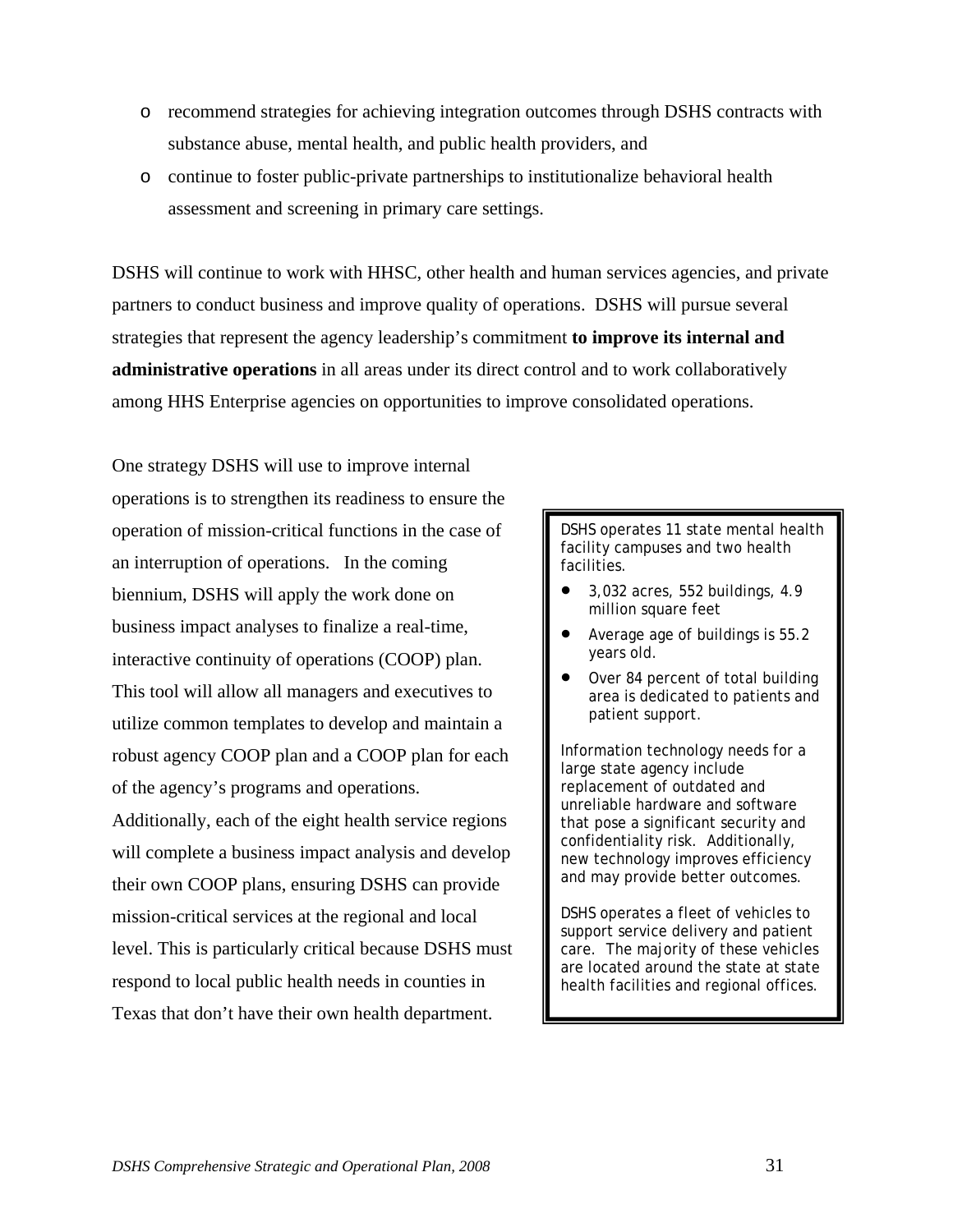- recommend strategies for achieving integration outcomes through DSHS contracts with substance abuse, mental health, and public health providers, and
- continue to foster public-private partnerships to institutionalize behavioral health assessment and screening in primary care settings.

DSHS will continue to work with HHSC, other health and human services agencies, and private partners to conduct business and improve quality of operations. DSHS will pursue several strategies that represent the agency leadership's commitment **to improve its internal and administrative operations** in all areas under its direct control and to work collaboratively among HHS Enterprise agencies on opportunities to improve consolidated operations.

One strategy DSHS will use to improve internal operations is to strengthen its readiness to ensure the operation of mission-critical functions in the case of an interruption of operations. In the coming biennium, DSHS will apply the work done on business impact analyses to finalize a real-time, interactive continuity of operations (COOP) plan. This tool will allow all managers and executives to utilize common templates to develop and maintain a robust agency COOP plan and a COOP plan for each of the agency's programs and operations. Additionally, each of the eight health service regions will complete a business impact analysis and develop their own COOP plans, ensuring DSHS can provide mission-critical services at the regional and local level. This is particularly critical because DSHS must respond to local public health needs in counties in Texas that don't have their own health department.

> DSHS operates 11 state mental health facility campuses and two health facilities.
>
> - 3,032 acres, 552 buildings, 4.9 million square feet
> - Average age of buildings is 55.2 years old.
> - Over 84 percent of total building area is dedicated to patients and patient support.
>
> Information technology needs for a large state agency include replacement of outdated and unreliable hardware and software that pose a significant security and confidentiality risk. Additionally, new technology improves efficiency and may provide better outcomes.
>
> DSHS operates a fleet of vehicles to support service delivery and patient care. The majority of these vehicles are located around the state at state health facilities and regional offices.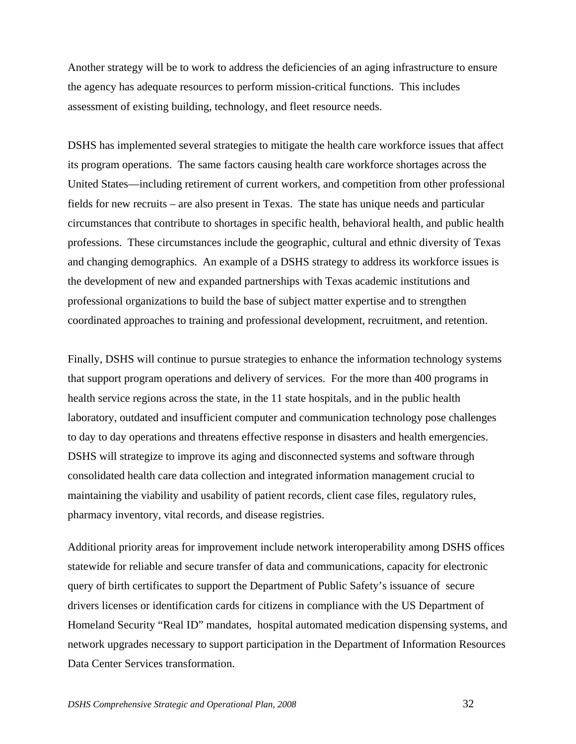Another strategy will be to work to address the deficiencies of an aging infrastructure to ensure the agency has adequate resources to perform mission-critical functions. This includes assessment of existing building, technology, and fleet resource needs.

DSHS has implemented several strategies to mitigate the health care workforce issues that affect its program operations. The same factors causing health care workforce shortages across the United States—including retirement of current workers, and competition from other professional fields for new recruits – are also present in Texas. The state has unique needs and particular circumstances that contribute to shortages in specific health, behavioral health, and public health professions. These circumstances include the geographic, cultural and ethnic diversity of Texas and changing demographics. An example of a DSHS strategy to address its workforce issues is the development of new and expanded partnerships with Texas academic institutions and professional organizations to build the base of subject matter expertise and to strengthen coordinated approaches to training and professional development, recruitment, and retention.

Finally, DSHS will continue to pursue strategies to enhance the information technology systems that support program operations and delivery of services. For the more than 400 programs in health service regions across the state, in the 11 state hospitals, and in the public health laboratory, outdated and insufficient computer and communication technology pose challenges to day to day operations and threatens effective response in disasters and health emergencies. DSHS will strategize to improve its aging and disconnected systems and software through consolidated health care data collection and integrated information management crucial to maintaining the viability and usability of patient records, client case files, regulatory rules, pharmacy inventory, vital records, and disease registries.

Additional priority areas for improvement include network interoperability among DSHS offices statewide for reliable and secure transfer of data and communications, capacity for electronic query of birth certificates to support the Department of Public Safety's issuance of secure drivers licenses or identification cards for citizens in compliance with the US Department of Homeland Security "Real ID" mandates, hospital automated medication dispensing systems, and network upgrades necessary to support participation in the Department of Information Resources Data Center Services transformation.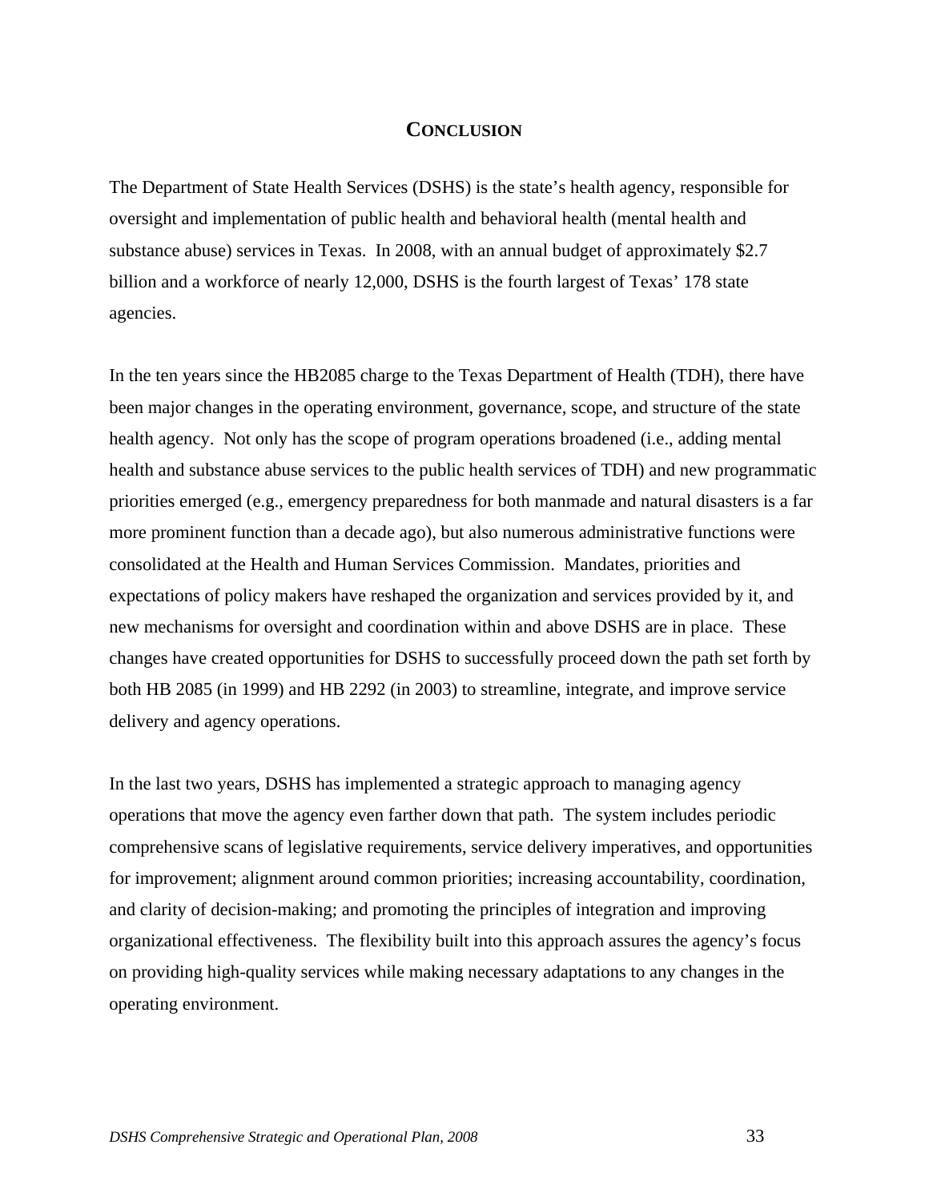# CONCLUSION

The Department of State Health Services (DSHS) is the state's health agency, responsible for oversight and implementation of public health and behavioral health (mental health and substance abuse) services in Texas. In 2008, with an annual budget of approximately $2.7 billion and a workforce of nearly 12,000, DSHS is the fourth largest of Texas' 178 state agencies.

In the ten years since the HB2085 charge to the Texas Department of Health (TDH), there have been major changes in the operating environment, governance, scope, and structure of the state health agency. Not only has the scope of program operations broadened (i.e., adding mental health and substance abuse services to the public health services of TDH) and new programmatic priorities emerged (e.g., emergency preparedness for both manmade and natural disasters is a far more prominent function than a decade ago), but also numerous administrative functions were consolidated at the Health and Human Services Commission. Mandates, priorities and expectations of policy makers have reshaped the organization and services provided by it, and new mechanisms for oversight and coordination within and above DSHS are in place. These changes have created opportunities for DSHS to successfully proceed down the path set forth by both HB 2085 (in 1999) and HB 2292 (in 2003) to streamline, integrate, and improve service delivery and agency operations.

In the last two years, DSHS has implemented a strategic approach to managing agency operations that move the agency even farther down that path. The system includes periodic comprehensive scans of legislative requirements, service delivery imperatives, and opportunities for improvement; alignment around common priorities; increasing accountability, coordination, and clarity of decision-making; and promoting the principles of integration and improving organizational effectiveness. The flexibility built into this approach assures the agency's focus on providing high-quality services while making necessary adaptations to any changes in the operating environment.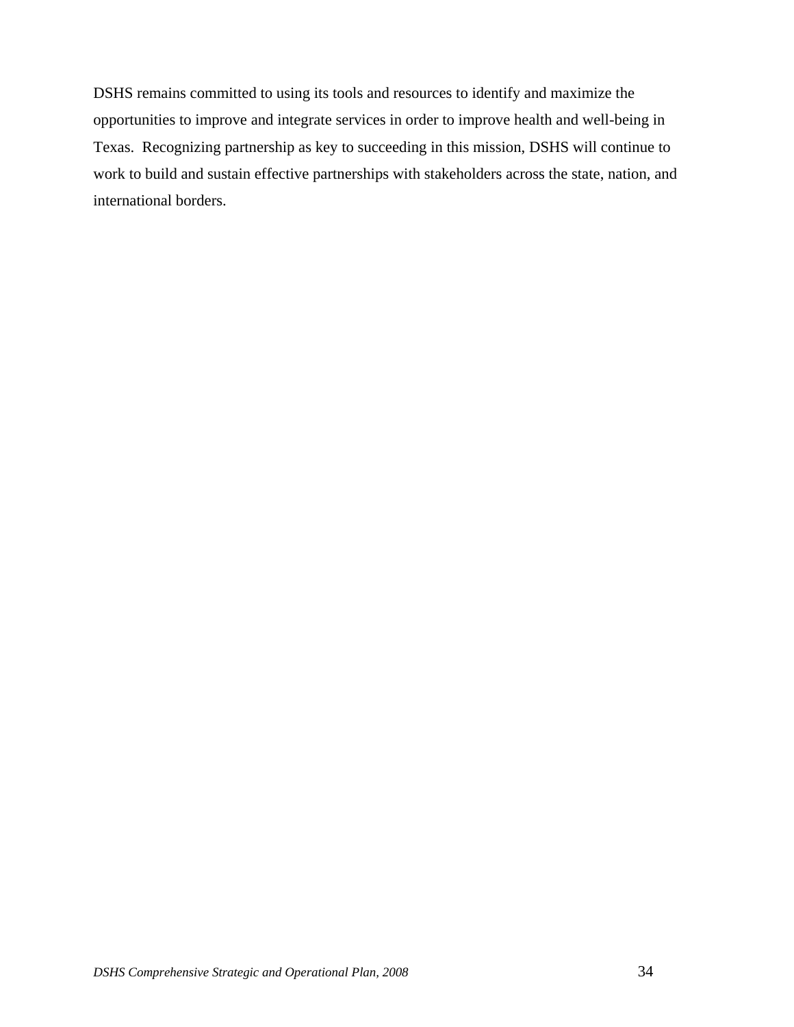DSHS remains committed to using its tools and resources to identify and maximize the opportunities to improve and integrate services in order to improve health and well-being in Texas. Recognizing partnership as key to succeeding in this mission, DSHS will continue to work to build and sustain effective partnerships with stakeholders across the state, nation, and international borders.